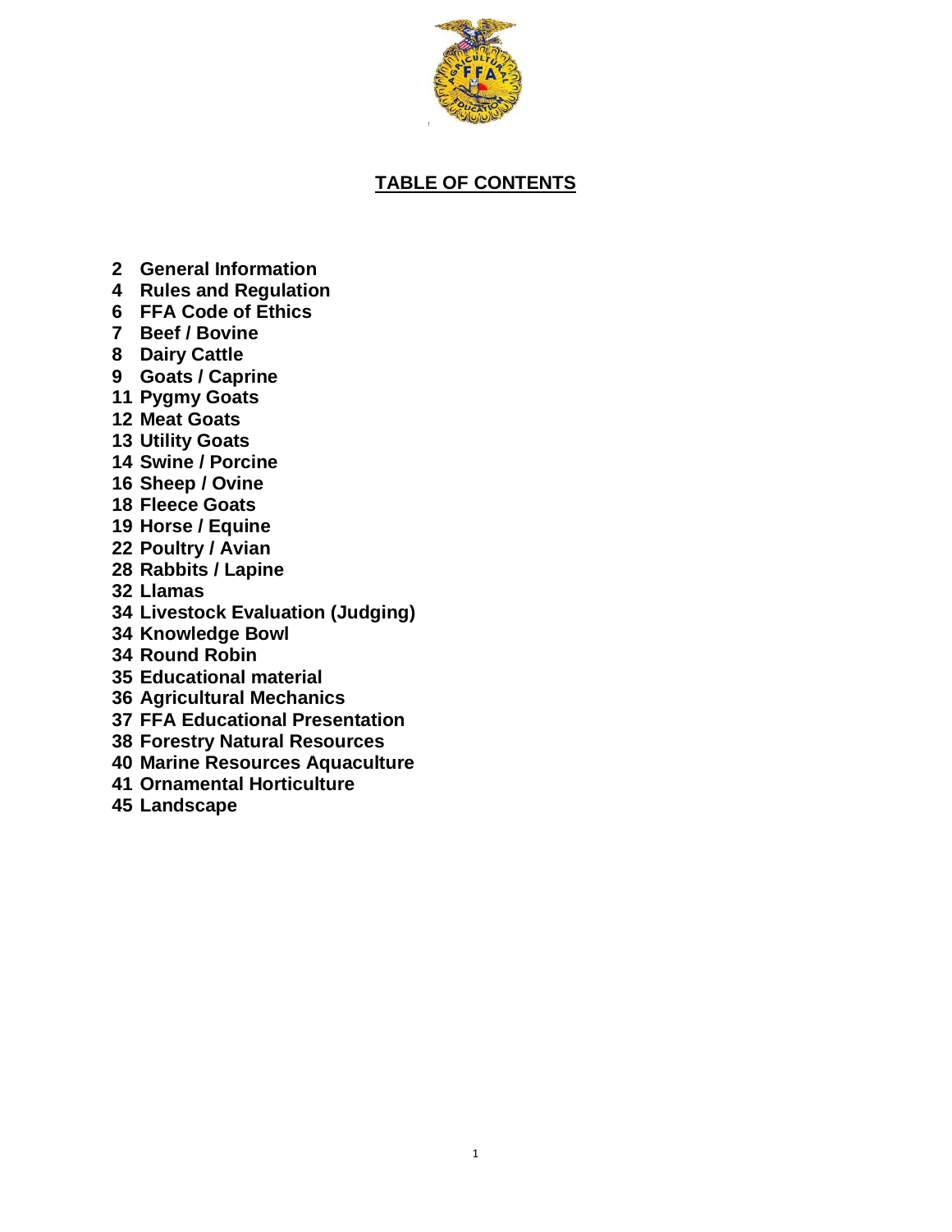# TABLE OF CONTENTS

2 General Information
4 Rules and Regulation
6 FFA Code of Ethics
7 Beef / Bovine
8 Dairy Cattle
9 Goats / Caprine
11 Pygmy Goats
12 Meat Goats
13 Utility Goats
14 Swine / Porcine
16 Sheep / Ovine
18 Fleece Goats
19 Horse / Equine
22 Poultry / Avian
28 Rabbits / Lapine
32 Llamas
34 Livestock Evaluation (Judging)
34 Knowledge Bowl
34 Round Robin
35 Educational material
36 Agricultural Mechanics
37 FFA Educational Presentation
38 Forestry Natural Resources
40 Marine Resources Aquaculture
41 Ornamental Horticulture
45 Landscape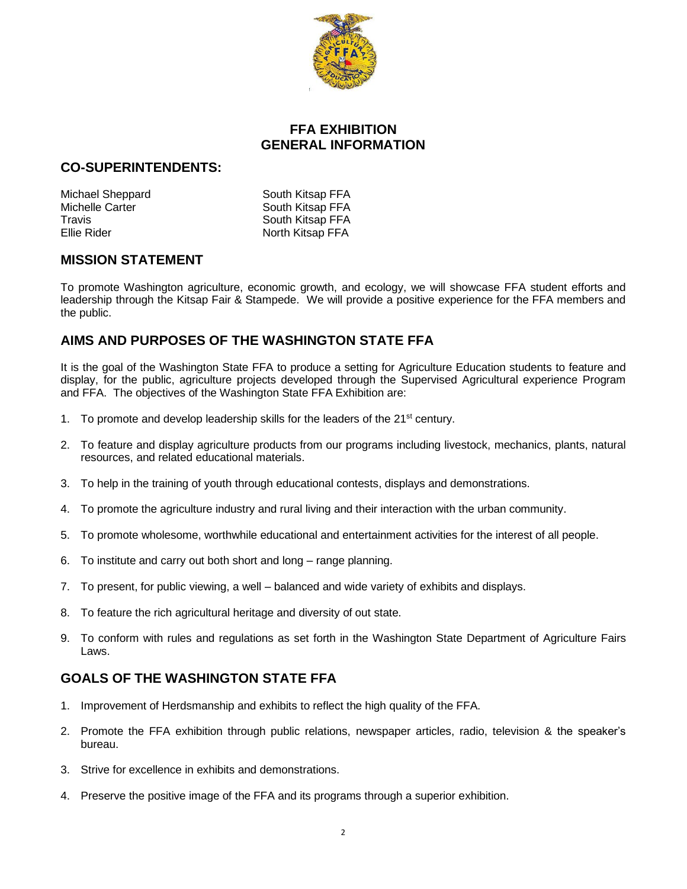# FFA EXHIBITION
# GENERAL INFORMATION

## CO-SUPERINTENDENTS:

| | |
|---|---|
| Michael Sheppard | South Kitsap FFA |
| Michelle Carter | South Kitsap FFA |
| Travis | South Kitsap FFA |
| Ellie Rider | North Kitsap FFA |

## MISSION STATEMENT

To promote Washington agriculture, economic growth, and ecology, we will showcase FFA student efforts and leadership through the Kitsap Fair & Stampede. We will provide a positive experience for the FFA members and the public.

## AIMS AND PURPOSES OF THE WASHINGTON STATE FFA

It is the goal of the Washington State FFA to produce a setting for Agriculture Education students to feature and display, for the public, agriculture projects developed through the Supervised Agricultural experience Program and FFA. The objectives of the Washington State FFA Exhibition are:

1. To promote and develop leadership skills for the leaders of the 21st century.
2. To feature and display agriculture products from our programs including livestock, mechanics, plants, natural resources, and related educational materials.
3. To help in the training of youth through educational contests, displays and demonstrations.
4. To promote the agriculture industry and rural living and their interaction with the urban community.
5. To promote wholesome, worthwhile educational and entertainment activities for the interest of all people.
6. To institute and carry out both short and long – range planning.
7. To present, for public viewing, a well – balanced and wide variety of exhibits and displays.
8. To feature the rich agricultural heritage and diversity of out state.
9. To conform with rules and regulations as set forth in the Washington State Department of Agriculture Fairs Laws.

## GOALS OF THE WASHINGTON STATE FFA

1. Improvement of Herdsmanship and exhibits to reflect the high quality of the FFA.
2. Promote the FFA exhibition through public relations, newspaper articles, radio, television & the speaker's bureau.
3. Strive for excellence in exhibits and demonstrations.
4. Preserve the positive image of the FFA and its programs through a superior exhibition.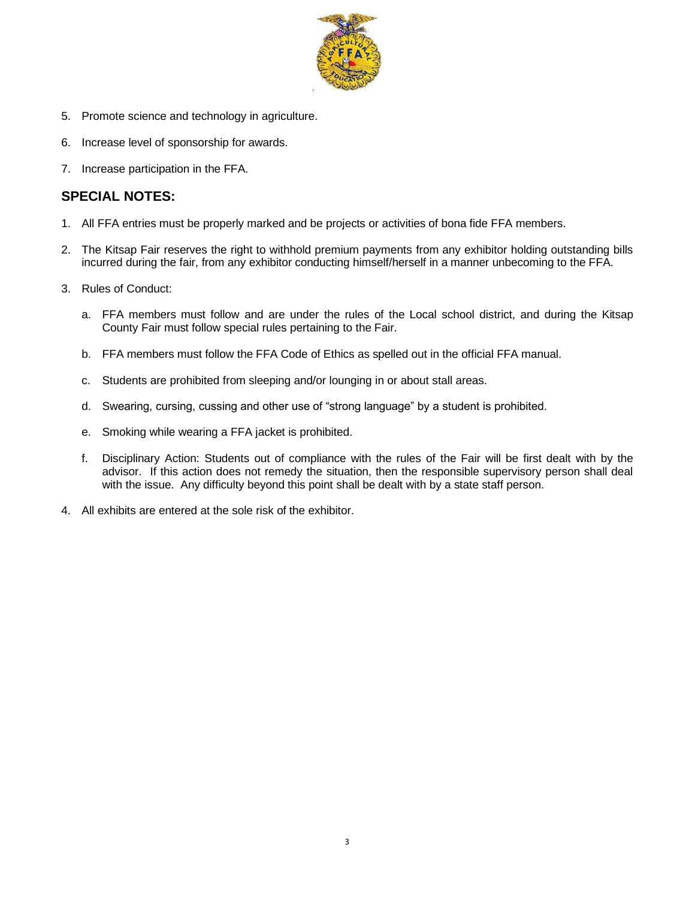5. Promote science and technology in agriculture.

6. Increase level of sponsorship for awards.

7. Increase participation in the FFA.

## SPECIAL NOTES:

1. All FFA entries must be properly marked and be projects or activities of bona fide FFA members.

2. The Kitsap Fair reserves the right to withhold premium payments from any exhibitor holding outstanding bills incurred during the fair, from any exhibitor conducting himself/herself in a manner unbecoming to the FFA.

3. Rules of Conduct:

   a. FFA members must follow and are under the rules of the Local school district, and during the Kitsap County Fair must follow special rules pertaining to the Fair.

   b. FFA members must follow the FFA Code of Ethics as spelled out in the official FFA manual.

   c. Students are prohibited from sleeping and/or lounging in or about stall areas.

   d. Swearing, cursing, cussing and other use of "strong language" by a student is prohibited.

   e. Smoking while wearing a FFA jacket is prohibited.

   f. Disciplinary Action: Students out of compliance with the rules of the Fair will be first dealt with by the advisor. If this action does not remedy the situation, then the responsible supervisory person shall deal with the issue. Any difficulty beyond this point shall be dealt with by a state staff person.

4. All exhibits are entered at the sole risk of the exhibitor.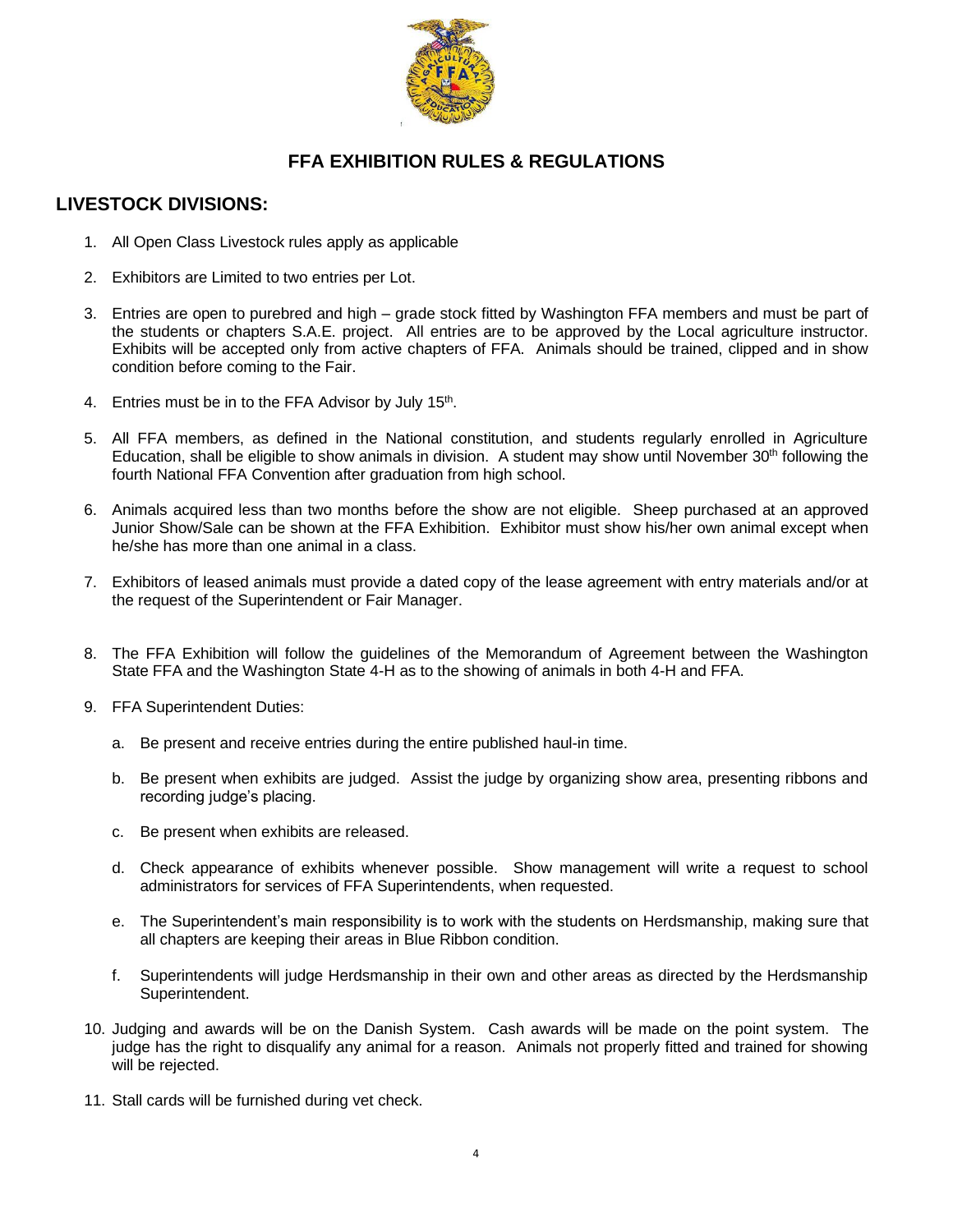# FFA EXHIBITION RULES & REGULATIONS

## LIVESTOCK DIVISIONS:

1. All Open Class Livestock rules apply as applicable
2. Exhibitors are Limited to two entries per Lot.
3. Entries are open to purebred and high – grade stock fitted by Washington FFA members and must be part of the students or chapters S.A.E. project. All entries are to be approved by the Local agriculture instructor. Exhibits will be accepted only from active chapters of FFA. Animals should be trained, clipped and in show condition before coming to the Fair.
4. Entries must be in to the FFA Advisor by July 15th.
5. All FFA members, as defined in the National constitution, and students regularly enrolled in Agriculture Education, shall be eligible to show animals in division. A student may show until November 30th following the fourth National FFA Convention after graduation from high school.
6. Animals acquired less than two months before the show are not eligible. Sheep purchased at an approved Junior Show/Sale can be shown at the FFA Exhibition. Exhibitor must show his/her own animal except when he/she has more than one animal in a class.
7. Exhibitors of leased animals must provide a dated copy of the lease agreement with entry materials and/or at the request of the Superintendent or Fair Manager.
8. The FFA Exhibition will follow the guidelines of the Memorandum of Agreement between the Washington State FFA and the Washington State 4-H as to the showing of animals in both 4-H and FFA.
9. FFA Superintendent Duties:
   a. Be present and receive entries during the entire published haul-in time.
   b. Be present when exhibits are judged. Assist the judge by organizing show area, presenting ribbons and recording judge's placing.
   c. Be present when exhibits are released.
   d. Check appearance of exhibits whenever possible. Show management will write a request to school administrators for services of FFA Superintendents, when requested.
   e. The Superintendent's main responsibility is to work with the students on Herdsmanship, making sure that all chapters are keeping their areas in Blue Ribbon condition.
   f. Superintendents will judge Herdsmanship in their own and other areas as directed by the Herdsmanship Superintendent.
10. Judging and awards will be on the Danish System. Cash awards will be made on the point system. The judge has the right to disqualify any animal for a reason. Animals not properly fitted and trained for showing will be rejected.
11. Stall cards will be furnished during vet check.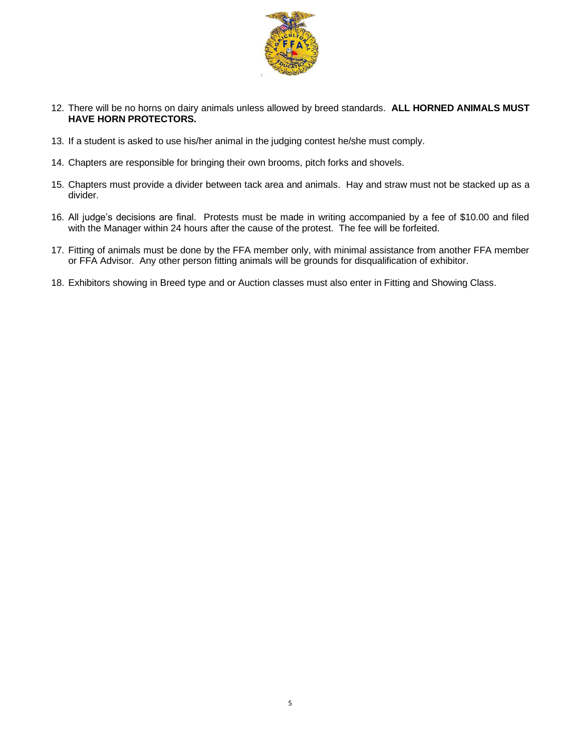12. There will be no horns on dairy animals unless allowed by breed standards. **ALL HORNED ANIMALS MUST HAVE HORN PROTECTORS.**

13. If a student is asked to use his/her animal in the judging contest he/she must comply.

14. Chapters are responsible for bringing their own brooms, pitch forks and shovels.

15. Chapters must provide a divider between tack area and animals. Hay and straw must not be stacked up as a divider.

16. All judge's decisions are final. Protests must be made in writing accompanied by a fee of $10.00 and filed with the Manager within 24 hours after the cause of the protest. The fee will be forfeited.

17. Fitting of animals must be done by the FFA member only, with minimal assistance from another FFA member or FFA Advisor. Any other person fitting animals will be grounds for disqualification of exhibitor.

18. Exhibitors showing in Breed type and or Auction classes must also enter in Fitting and Showing Class.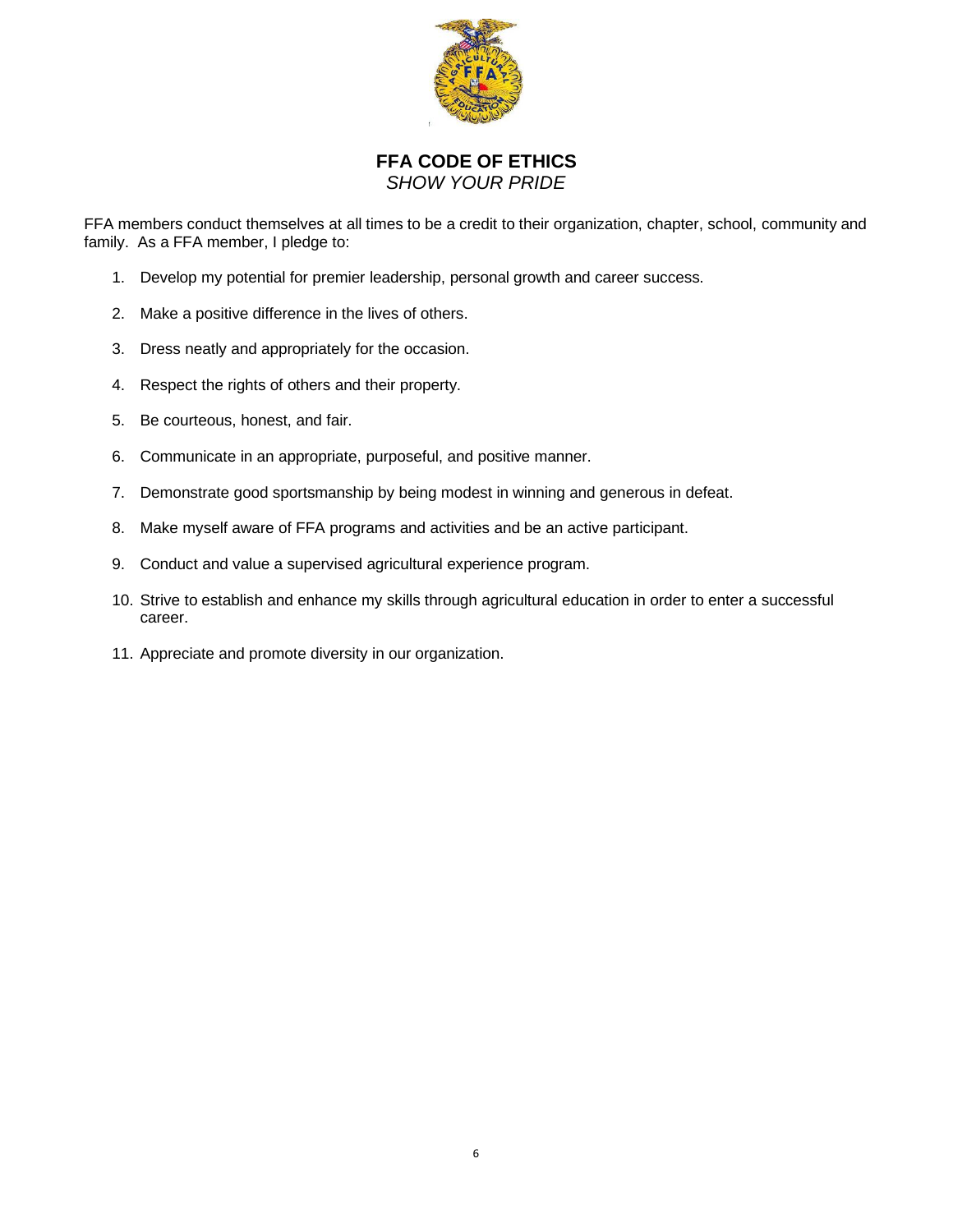# FFA CODE OF ETHICS

*SHOW YOUR PRIDE*

FFA members conduct themselves at all times to be a credit to their organization, chapter, school, community and family. As a FFA member, I pledge to:

1. Develop my potential for premier leadership, personal growth and career success.
2. Make a positive difference in the lives of others.
3. Dress neatly and appropriately for the occasion.
4. Respect the rights of others and their property.
5. Be courteous, honest, and fair.
6. Communicate in an appropriate, purposeful, and positive manner.
7. Demonstrate good sportsmanship by being modest in winning and generous in defeat.
8. Make myself aware of FFA programs and activities and be an active participant.
9. Conduct and value a supervised agricultural experience program.
10. Strive to establish and enhance my skills through agricultural education in order to enter a successful career.
11. Appreciate and promote diversity in our organization.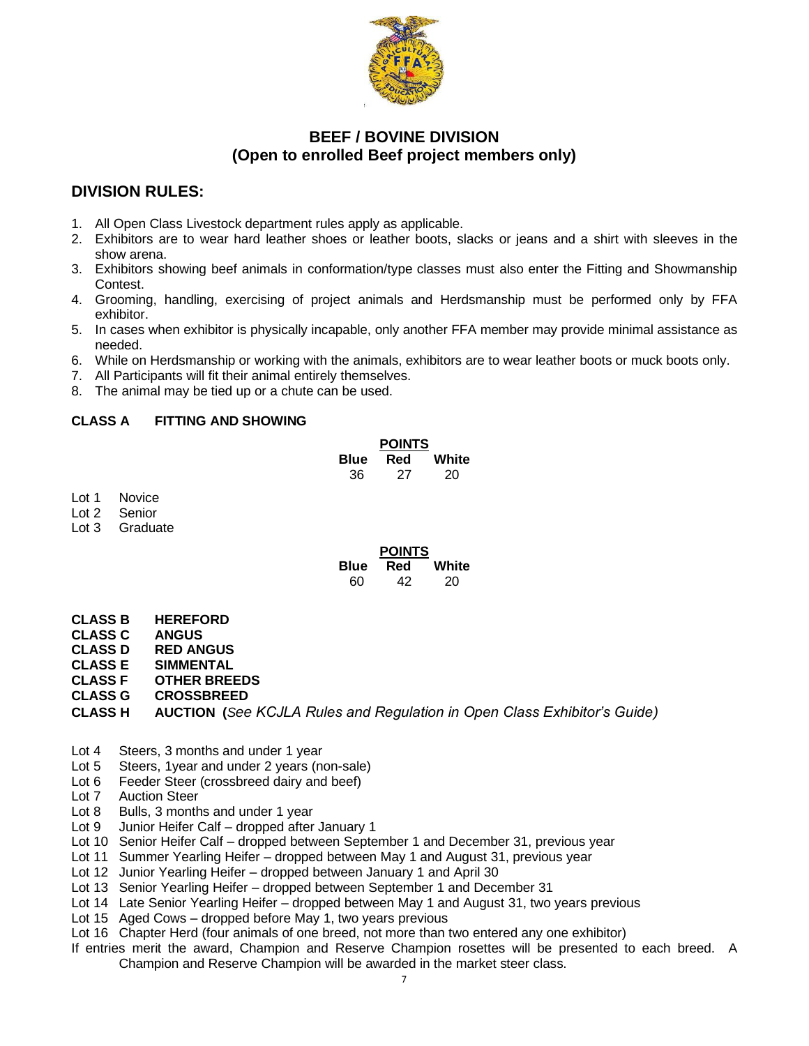## BEEF / BOVINE DIVISION
## (Open to enrolled Beef project members only)

### DIVISION RULES:

1. All Open Class Livestock department rules apply as applicable.
2. Exhibitors are to wear hard leather shoes or leather boots, slacks or jeans and a shirt with sleeves in the show arena.
3. Exhibitors showing beef animals in conformation/type classes must also enter the Fitting and Showmanship Contest.
4. Grooming, handling, exercising of project animals and Herdsmanship must be performed only by FFA exhibitor.
5. In cases when exhibitor is physically incapable, only another FFA member may provide minimal assistance as needed.
6. While on Herdsmanship or working with the animals, exhibitors are to wear leather boots or muck boots only.
7. All Participants will fit their animal entirely themselves.
8. The animal may be tied up or a chute can be used.

**CLASS A FITTING AND SHOWING**

| POINTS | | |
|---|---|---|
| **Blue** | **Red** | **White** |
| 36 | 27 | 20 |

Lot 1 Novice
Lot 2 Senior
Lot 3 Graduate

| POINTS | | |
|---|---|---|
| **Blue** | **Red** | **White** |
| 60 | 42 | 20 |

**CLASS B HEREFORD**
**CLASS C ANGUS**
**CLASS D RED ANGUS**
**CLASS E SIMMENTAL**
**CLASS F OTHER BREEDS**
**CLASS G CROSSBREED**
**CLASS H AUCTION (***See KCJLA Rules and Regulation in Open Class Exhibitor's Guide)*

Lot 4 Steers, 3 months and under 1 year
Lot 5 Steers, 1year and under 2 years (non-sale)
Lot 6 Feeder Steer (crossbreed dairy and beef)
Lot 7 Auction Steer
Lot 8 Bulls, 3 months and under 1 year
Lot 9 Junior Heifer Calf – dropped after January 1
Lot 10 Senior Heifer Calf – dropped between September 1 and December 31, previous year
Lot 11 Summer Yearling Heifer – dropped between May 1 and August 31, previous year
Lot 12 Junior Yearling Heifer – dropped between January 1 and April 30
Lot 13 Senior Yearling Heifer – dropped between September 1 and December 31
Lot 14 Late Senior Yearling Heifer – dropped between May 1 and August 31, two years previous
Lot 15 Aged Cows – dropped before May 1, two years previous
Lot 16 Chapter Herd (four animals of one breed, not more than two entered any one exhibitor)

If entries merit the award, Champion and Reserve Champion rosettes will be presented to each breed. A Champion and Reserve Champion will be awarded in the market steer class.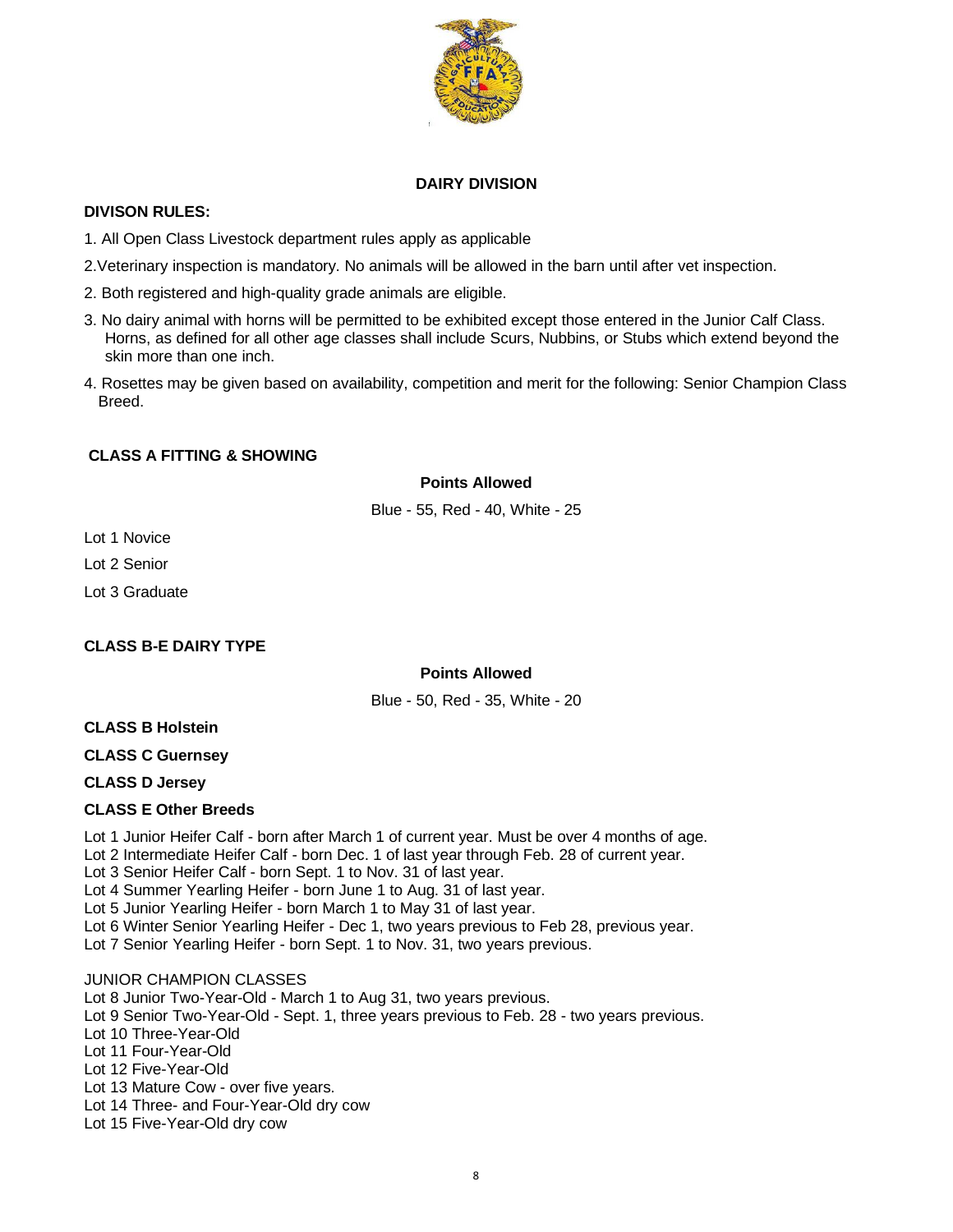## DAIRY DIVISION

**DIVISON RULES:**

1. All Open Class Livestock department rules apply as applicable

2.Veterinary inspection is mandatory. No animals will be allowed in the barn until after vet inspection.

2. Both registered and high-quality grade animals are eligible.

3. No dairy animal with horns will be permitted to be exhibited except those entered in the Junior Calf Class. Horns, as defined for all other age classes shall include Scurs, Nubbins, or Stubs which extend beyond the skin more than one inch.

4. Rosettes may be given based on availability, competition and merit for the following: Senior Champion Class Breed.

**CLASS A FITTING & SHOWING**

**Points Allowed**

Blue - 55, Red - 40, White - 25

Lot 1 Novice

Lot 2 Senior

Lot 3 Graduate

**CLASS B-E DAIRY TYPE**

**Points Allowed**

Blue - 50, Red - 35, White - 20

**CLASS B Holstein**

**CLASS C Guernsey**

**CLASS D Jersey**

**CLASS E Other Breeds**

Lot 1 Junior Heifer Calf - born after March 1 of current year. Must be over 4 months of age.
Lot 2 Intermediate Heifer Calf - born Dec. 1 of last year through Feb. 28 of current year.
Lot 3 Senior Heifer Calf - born Sept. 1 to Nov. 31 of last year.
Lot 4 Summer Yearling Heifer - born June 1 to Aug. 31 of last year.
Lot 5 Junior Yearling Heifer - born March 1 to May 31 of last year.
Lot 6 Winter Senior Yearling Heifer - Dec 1, two years previous to Feb 28, previous year.
Lot 7 Senior Yearling Heifer - born Sept. 1 to Nov. 31, two years previous.

JUNIOR CHAMPION CLASSES
Lot 8 Junior Two-Year-Old - March 1 to Aug 31, two years previous.
Lot 9 Senior Two-Year-Old - Sept. 1, three years previous to Feb. 28 - two years previous.
Lot 10 Three-Year-Old
Lot 11 Four-Year-Old
Lot 12 Five-Year-Old
Lot 13 Mature Cow - over five years.
Lot 14 Three- and Four-Year-Old dry cow
Lot 15 Five-Year-Old dry cow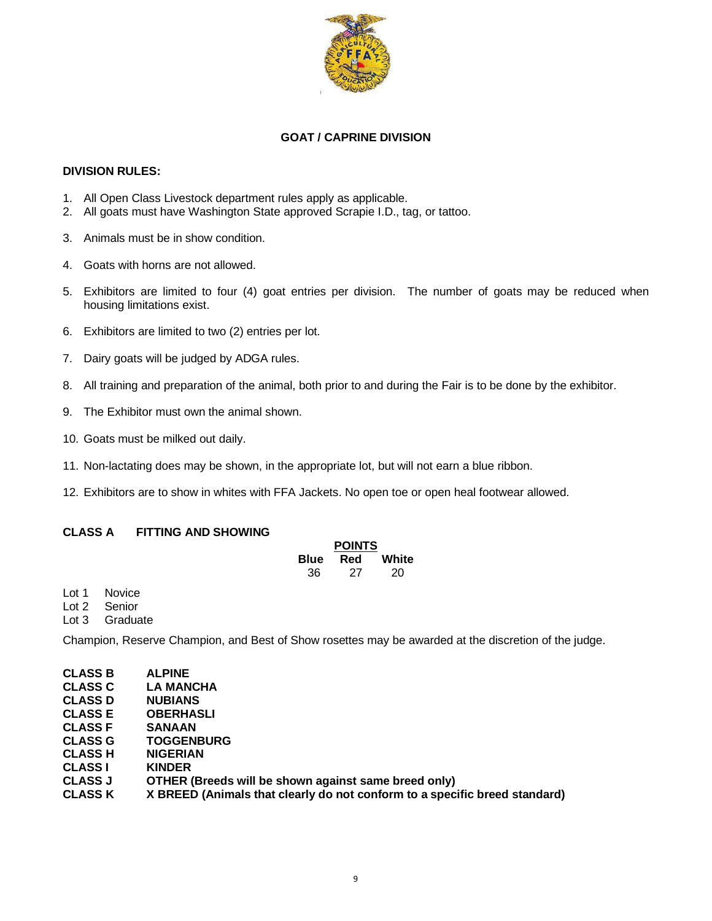## GOAT / CAPRINE DIVISION

**DIVISION RULES:**

1. All Open Class Livestock department rules apply as applicable.
2. All goats must have Washington State approved Scrapie I.D., tag, or tattoo.
3. Animals must be in show condition.
4. Goats with horns are not allowed.
5. Exhibitors are limited to four (4) goat entries per division. The number of goats may be reduced when housing limitations exist.
6. Exhibitors are limited to two (2) entries per lot.
7. Dairy goats will be judged by ADGA rules.
8. All training and preparation of the animal, both prior to and during the Fair is to be done by the exhibitor.
9. The Exhibitor must own the animal shown.
10. Goats must be milked out daily.
11. Non-lactating does may be shown, in the appropriate lot, but will not earn a blue ribbon.
12. Exhibitors are to show in whites with FFA Jackets. No open toe or open heal footwear allowed.

**CLASS A FITTING AND SHOWING**

| POINTS | | |
|---|---|---|
| **Blue** | **Red** | **White** |
| 36 | 27 | 20 |

Lot 1 Novice
Lot 2 Senior
Lot 3 Graduate

Champion, Reserve Champion, and Best of Show rosettes may be awarded at the discretion of the judge.

**CLASS B ALPINE**
**CLASS C LA MANCHA**
**CLASS D NUBIANS**
**CLASS E OBERHASLI**
**CLASS F SANAAN**
**CLASS G TOGGENBURG**
**CLASS H NIGERIAN**
**CLASS I KINDER**
**CLASS J OTHER (Breeds will be shown against same breed only)**
**CLASS K X BREED (Animals that clearly do not conform to a specific breed standard)**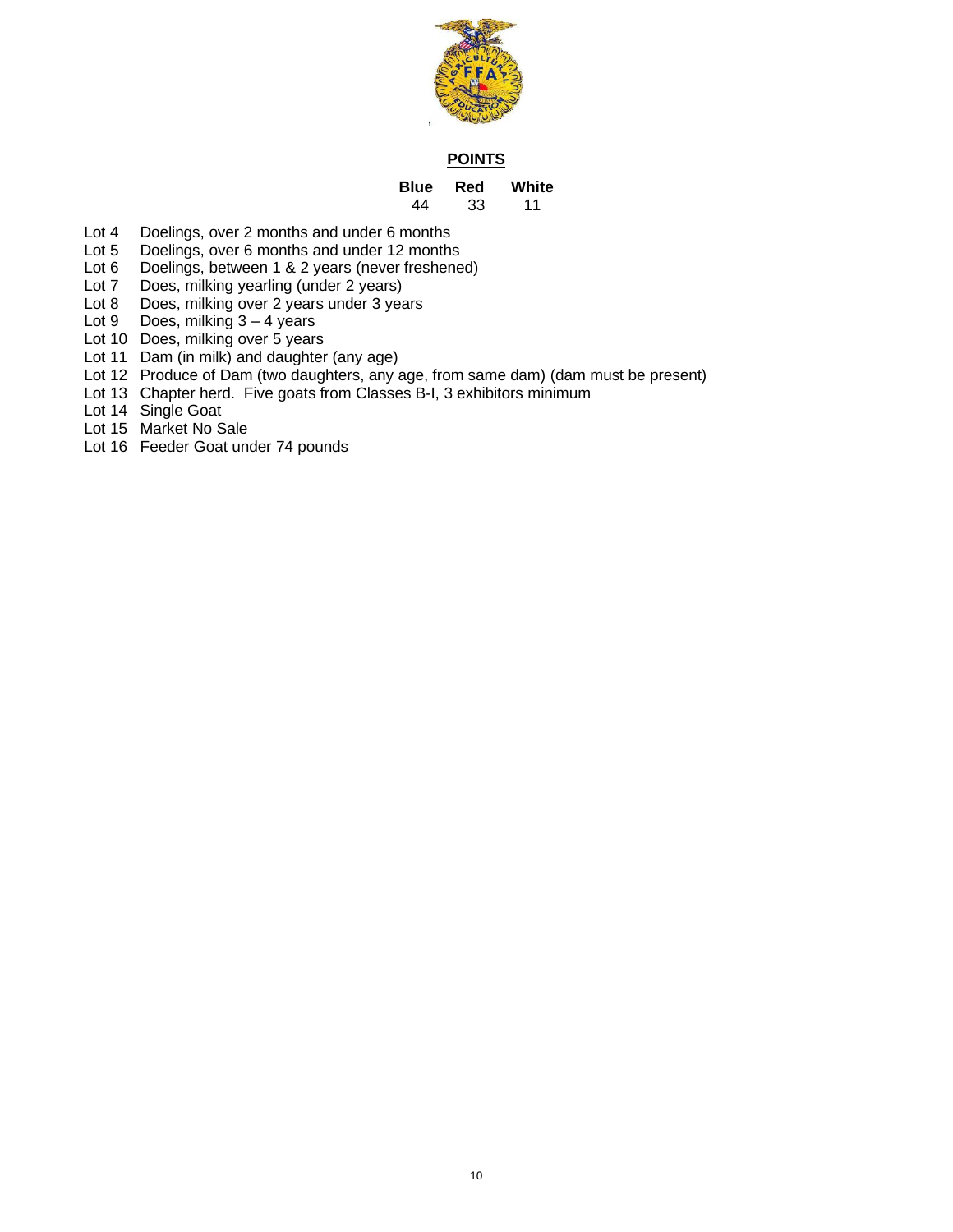**POINTS**

| Blue | Red | White |
|---|---|---|
| 44 | 33 | 11 |

- Lot 4 Doelings, over 2 months and under 6 months
- Lot 5 Doelings, over 6 months and under 12 months
- Lot 6 Doelings, between 1 & 2 years (never freshened)
- Lot 7 Does, milking yearling (under 2 years)
- Lot 8 Does, milking over 2 years under 3 years
- Lot 9 Does, milking 3 – 4 years
- Lot 10 Does, milking over 5 years
- Lot 11 Dam (in milk) and daughter (any age)
- Lot 12 Produce of Dam (two daughters, any age, from same dam) (dam must be present)
- Lot 13 Chapter herd. Five goats from Classes B-I, 3 exhibitors minimum
- Lot 14 Single Goat
- Lot 15 Market No Sale
- Lot 16 Feeder Goat under 74 pounds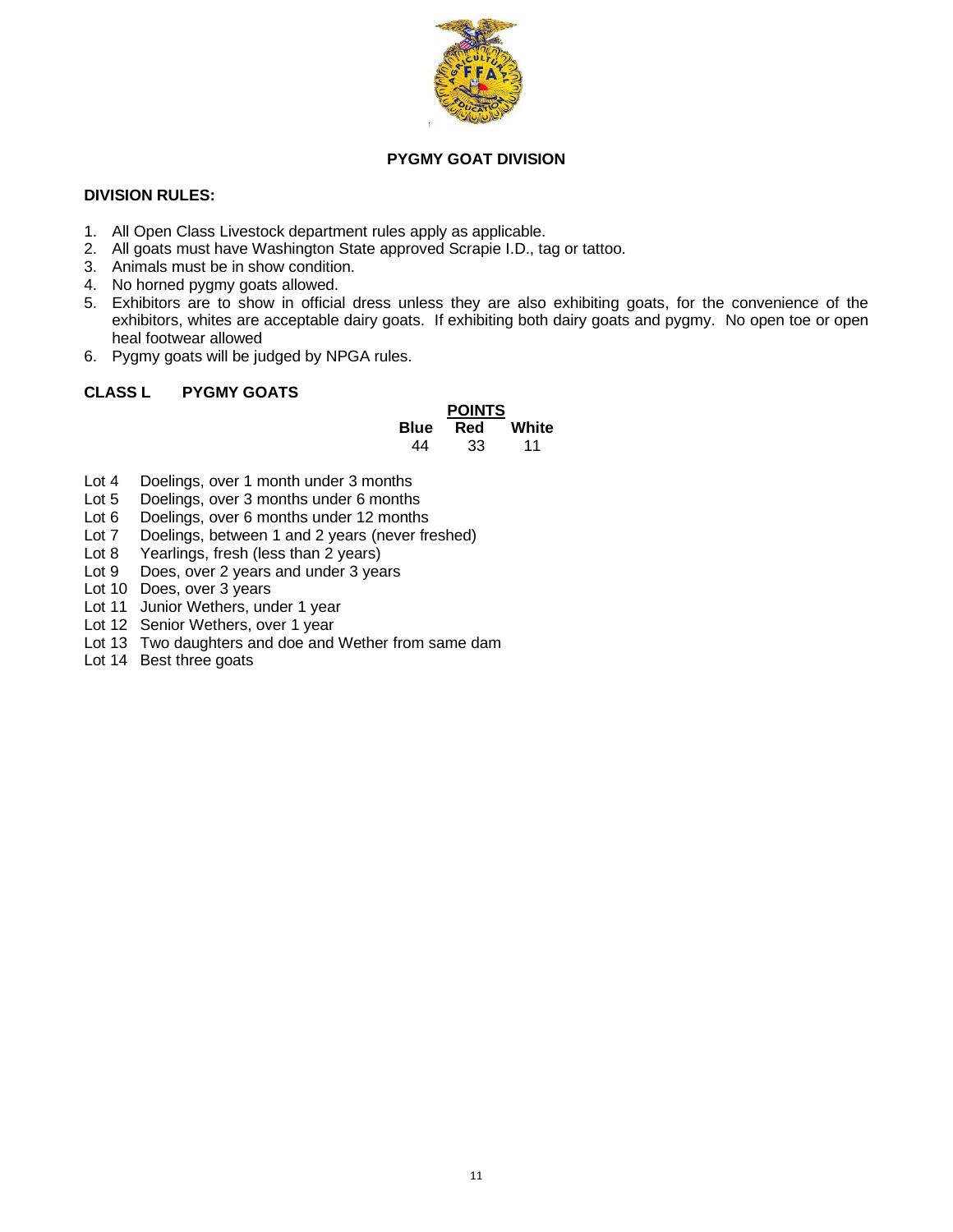## PYGMY GOAT DIVISION

**DIVISION RULES:**

1. All Open Class Livestock department rules apply as applicable.
2. All goats must have Washington State approved Scrapie I.D., tag or tattoo.
3. Animals must be in show condition.
4. No horned pygmy goats allowed.
5. Exhibitors are to show in official dress unless they are also exhibiting goats, for the convenience of the exhibitors, whites are acceptable dairy goats. If exhibiting both dairy goats and pygmy. No open toe or open heal footwear allowed
6. Pygmy goats will be judged by NPGA rules.

### CLASS L PYGMY GOATS

| POINTS | | |
|---|---|---|
| **Blue** | **Red** | **White** |
| 44 | 33 | 11 |

- Lot 4 Doelings, over 1 month under 3 months
- Lot 5 Doelings, over 3 months under 6 months
- Lot 6 Doelings, over 6 months under 12 months
- Lot 7 Doelings, between 1 and 2 years (never freshed)
- Lot 8 Yearlings, fresh (less than 2 years)
- Lot 9 Does, over 2 years and under 3 years
- Lot 10 Does, over 3 years
- Lot 11 Junior Wethers, under 1 year
- Lot 12 Senior Wethers, over 1 year
- Lot 13 Two daughters and doe and Wether from same dam
- Lot 14 Best three goats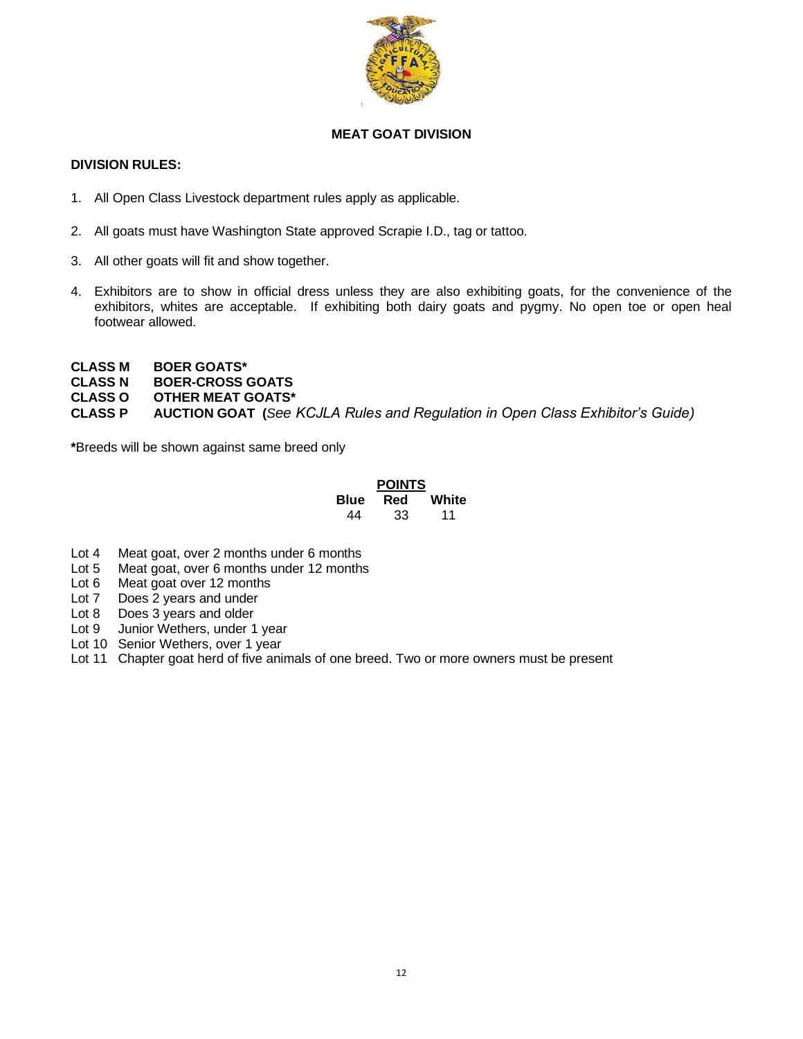## MEAT GOAT DIVISION

**DIVISION RULES:**

1. All Open Class Livestock department rules apply as applicable.

2. All goats must have Washington State approved Scrapie I.D., tag or tattoo.

3. All other goats will fit and show together.

4. Exhibitors are to show in official dress unless they are also exhibiting goats, for the convenience of the exhibitors, whites are acceptable. If exhibiting both dairy goats and pygmy. No open toe or open heal footwear allowed.

**CLASS M BOER GOATS***
**CLASS N BOER-CROSS GOATS**
**CLASS O OTHER MEAT GOATS***
**CLASS P AUCTION GOAT (***See KCJLA Rules and Regulation in Open Class Exhibitor's Guide)*

***Breeds will be shown against same breed only

| POINTS | | |
|---|---|---|
| Blue | Red | White |
| 44 | 33 | 11 |

Lot 4 Meat goat, over 2 months under 6 months
Lot 5 Meat goat, over 6 months under 12 months
Lot 6 Meat goat over 12 months
Lot 7 Does 2 years and under
Lot 8 Does 3 years and older
Lot 9 Junior Wethers, under 1 year
Lot 10 Senior Wethers, over 1 year
Lot 11 Chapter goat herd of five animals of one breed. Two or more owners must be present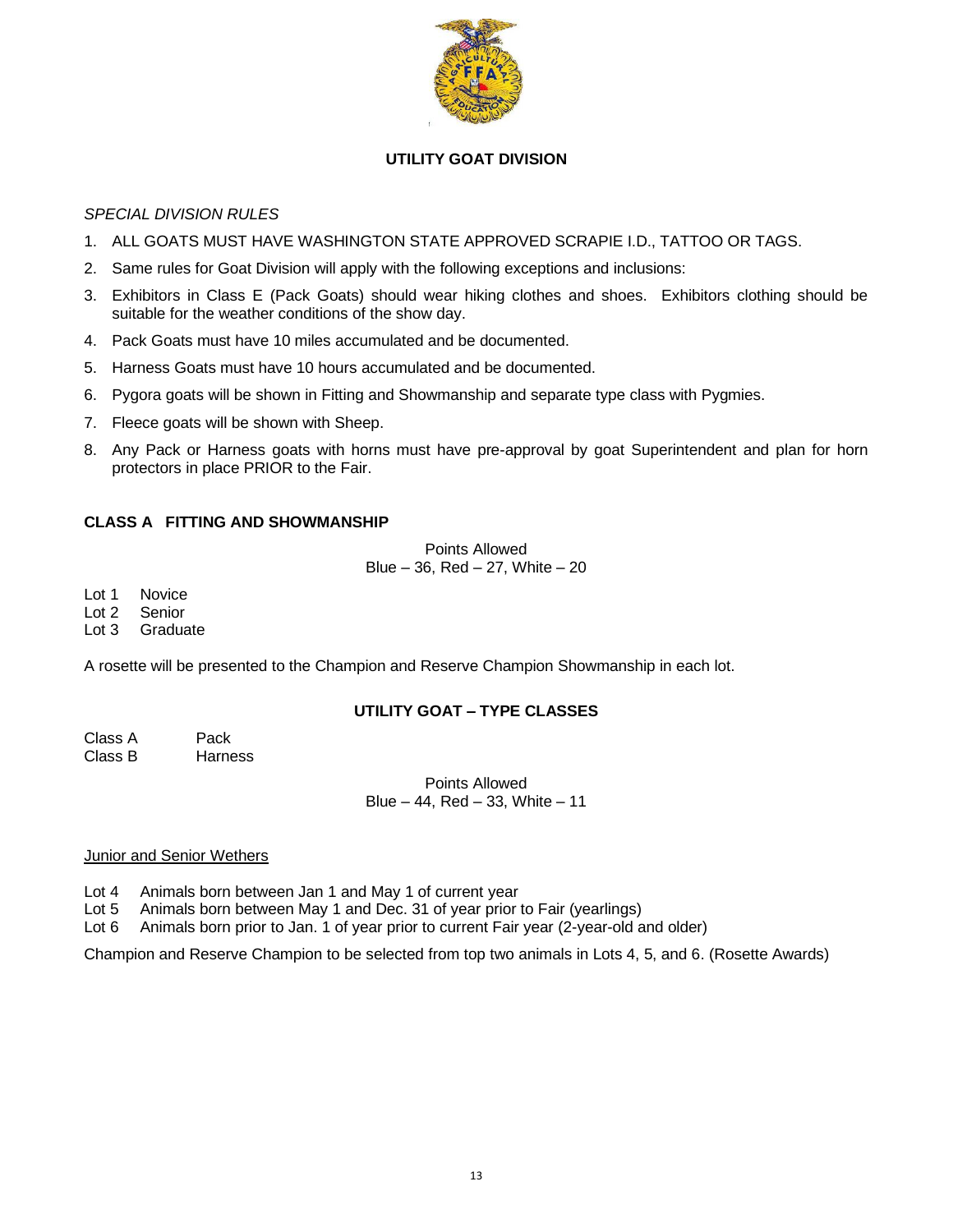## UTILITY GOAT DIVISION

*SPECIAL DIVISION RULES*

1. ALL GOATS MUST HAVE WASHINGTON STATE APPROVED SCRAPIE I.D., TATTOO OR TAGS.
2. Same rules for Goat Division will apply with the following exceptions and inclusions:
3. Exhibitors in Class E (Pack Goats) should wear hiking clothes and shoes. Exhibitors clothing should be suitable for the weather conditions of the show day.
4. Pack Goats must have 10 miles accumulated and be documented.
5. Harness Goats must have 10 hours accumulated and be documented.
6. Pygora goats will be shown in Fitting and Showmanship and separate type class with Pygmies.
7. Fleece goats will be shown with Sheep.
8. Any Pack or Harness goats with horns must have pre-approval by goat Superintendent and plan for horn protectors in place PRIOR to the Fair.

### CLASS A FITTING AND SHOWMANSHIP

Points Allowed
Blue – 36, Red – 27, White – 20

Lot 1 Novice
Lot 2 Senior
Lot 3 Graduate

A rosette will be presented to the Champion and Reserve Champion Showmanship in each lot.

### UTILITY GOAT – TYPE CLASSES

Class A Pack
Class B Harness

Points Allowed
Blue – 44, Red – 33, White – 11

Junior and Senior Wethers

Lot 4 Animals born between Jan 1 and May 1 of current year
Lot 5 Animals born between May 1 and Dec. 31 of year prior to Fair (yearlings)
Lot 6 Animals born prior to Jan. 1 of year prior to current Fair year (2-year-old and older)

Champion and Reserve Champion to be selected from top two animals in Lots 4, 5, and 6. (Rosette Awards)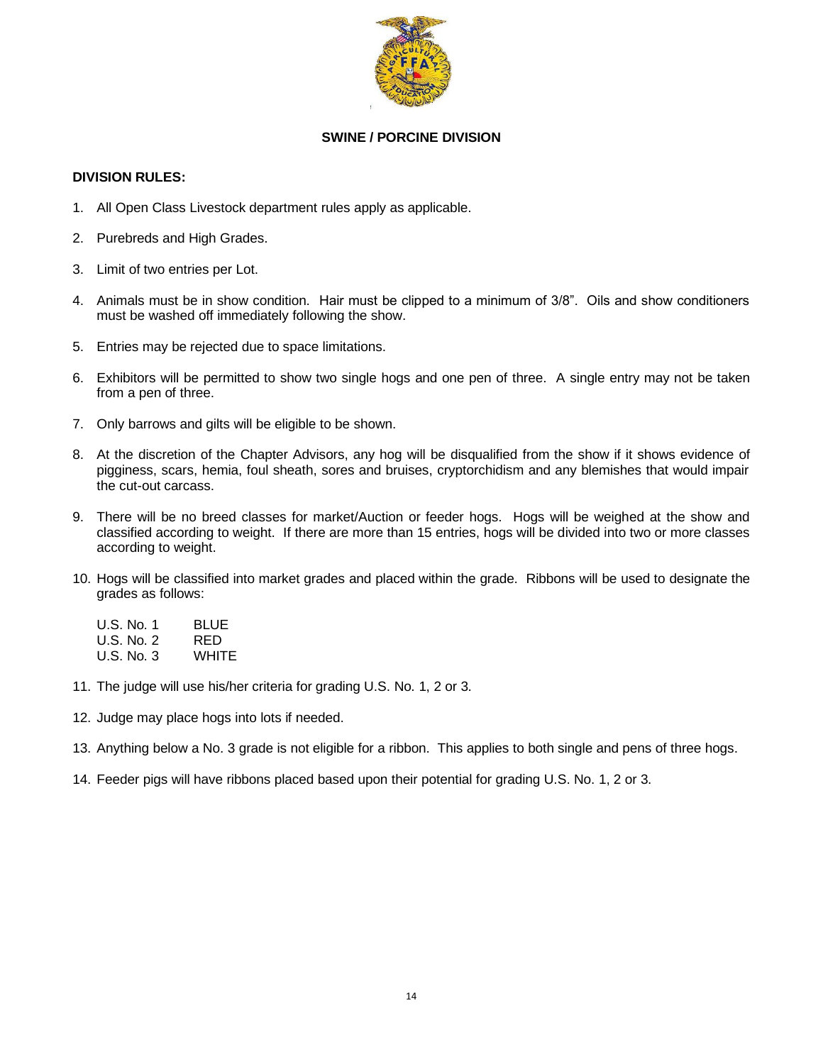# SWINE / PORCINE DIVISION

**DIVISION RULES:**

1. All Open Class Livestock department rules apply as applicable.

2. Purebreds and High Grades.

3. Limit of two entries per Lot.

4. Animals must be in show condition. Hair must be clipped to a minimum of 3/8". Oils and show conditioners must be washed off immediately following the show.

5. Entries may be rejected due to space limitations.

6. Exhibitors will be permitted to show two single hogs and one pen of three. A single entry may not be taken from a pen of three.

7. Only barrows and gilts will be eligible to be shown.

8. At the discretion of the Chapter Advisors, any hog will be disqualified from the show if it shows evidence of pigginess, scars, hemia, foul sheath, sores and bruises, cryptorchidism and any blemishes that would impair the cut-out carcass.

9. There will be no breed classes for market/Auction or feeder hogs. Hogs will be weighed at the show and classified according to weight. If there are more than 15 entries, hogs will be divided into two or more classes according to weight.

10. Hogs will be classified into market grades and placed within the grade. Ribbons will be used to designate the grades as follows:

    U.S. No. 1 BLUE
    U.S. No. 2 RED
    U.S. No. 3 WHITE

11. The judge will use his/her criteria for grading U.S. No. 1, 2 or 3.

12. Judge may place hogs into lots if needed.

13. Anything below a No. 3 grade is not eligible for a ribbon. This applies to both single and pens of three hogs.

14. Feeder pigs will have ribbons placed based upon their potential for grading U.S. No. 1, 2 or 3.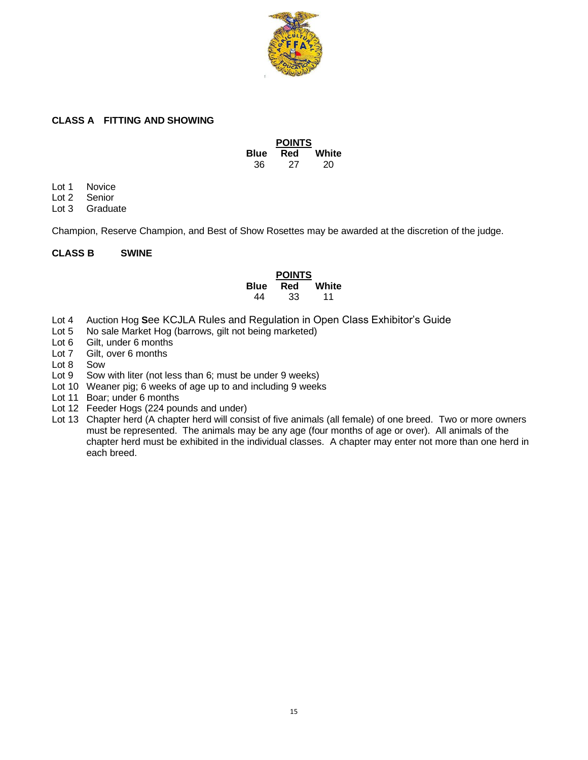**CLASS A FITTING AND SHOWING**

| POINTS | | |
|---|---|---|
| Blue | Red | White |
| 36 | 27 | 20 |

Lot 1 Novice
Lot 2 Senior
Lot 3 Graduate

Champion, Reserve Champion, and Best of Show Rosettes may be awarded at the discretion of the judge.

**CLASS B SWINE**

| POINTS | | |
|---|---|---|
| Blue | Red | White |
| 44 | 33 | 11 |

- Lot 4 Auction Hog **S**ee KCJLA Rules and Regulation in Open Class Exhibitor's Guide
- Lot 5 No sale Market Hog (barrows, gilt not being marketed)
- Lot 6 Gilt, under 6 months
- Lot 7 Gilt, over 6 months
- Lot 8 Sow
- Lot 9 Sow with liter (not less than 6; must be under 9 weeks)
- Lot 10 Weaner pig; 6 weeks of age up to and including 9 weeks
- Lot 11 Boar; under 6 months
- Lot 12 Feeder Hogs (224 pounds and under)
- Lot 13 Chapter herd (A chapter herd will consist of five animals (all female) of one breed. Two or more owners must be represented. The animals may be any age (four months of age or over). All animals of the chapter herd must be exhibited in the individual classes. A chapter may enter not more than one herd in each breed.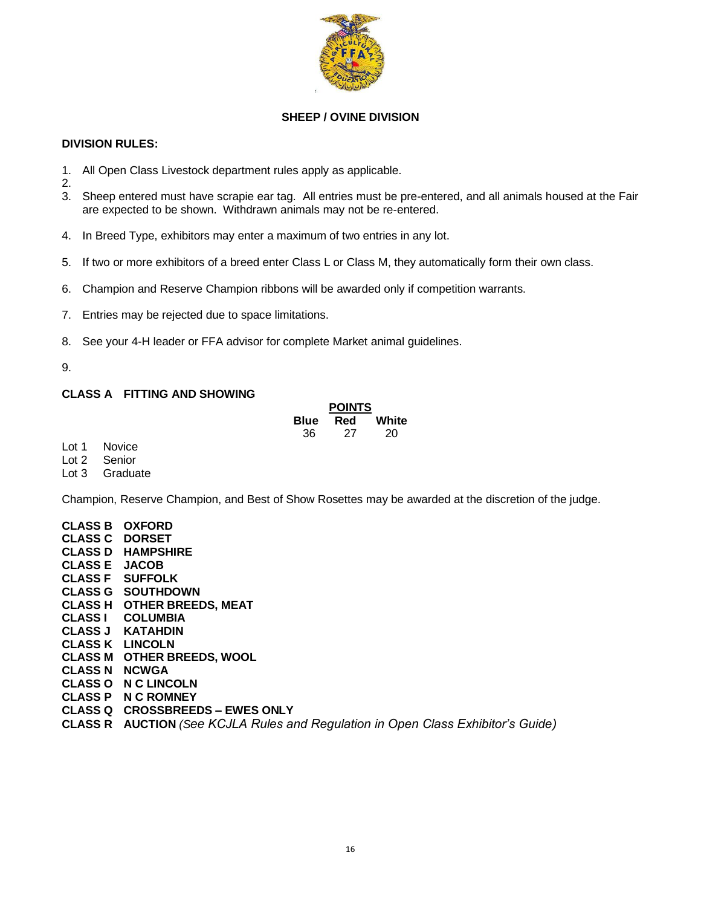## SHEEP / OVINE DIVISION

**DIVISION RULES:**

1. All Open Class Livestock department rules apply as applicable.
2. 
3. Sheep entered must have scrapie ear tag. All entries must be pre-entered, and all animals housed at the Fair are expected to be shown. Withdrawn animals may not be re-entered.
4. In Breed Type, exhibitors may enter a maximum of two entries in any lot.
5. If two or more exhibitors of a breed enter Class L or Class M, they automatically form their own class.
6. Champion and Reserve Champion ribbons will be awarded only if competition warrants.
7. Entries may be rejected due to space limitations.
8. See your 4-H leader or FFA advisor for complete Market animal guidelines.
9. 

**CLASS A FITTING AND SHOWING**

| POINTS | | |
|---|---|---|
| Blue | Red | White |
| 36 | 27 | 20 |

Lot 1 Novice
Lot 2 Senior
Lot 3 Graduate

Champion, Reserve Champion, and Best of Show Rosettes may be awarded at the discretion of the judge.

**CLASS B OXFORD**
**CLASS C DORSET**
**CLASS D HAMPSHIRE**
**CLASS E JACOB**
**CLASS F SUFFOLK**
**CLASS G SOUTHDOWN**
**CLASS H OTHER BREEDS, MEAT**
**CLASS I COLUMBIA**
**CLASS J KATAHDIN**
**CLASS K LINCOLN**
**CLASS M OTHER BREEDS, WOOL**
**CLASS N NCWGA**
**CLASS O N C LINCOLN**
**CLASS P N C ROMNEY**
**CLASS Q CROSSBREEDS – EWES ONLY**
**CLASS R AUCTION** *(See KCJLA Rules and Regulation in Open Class Exhibitor's Guide)*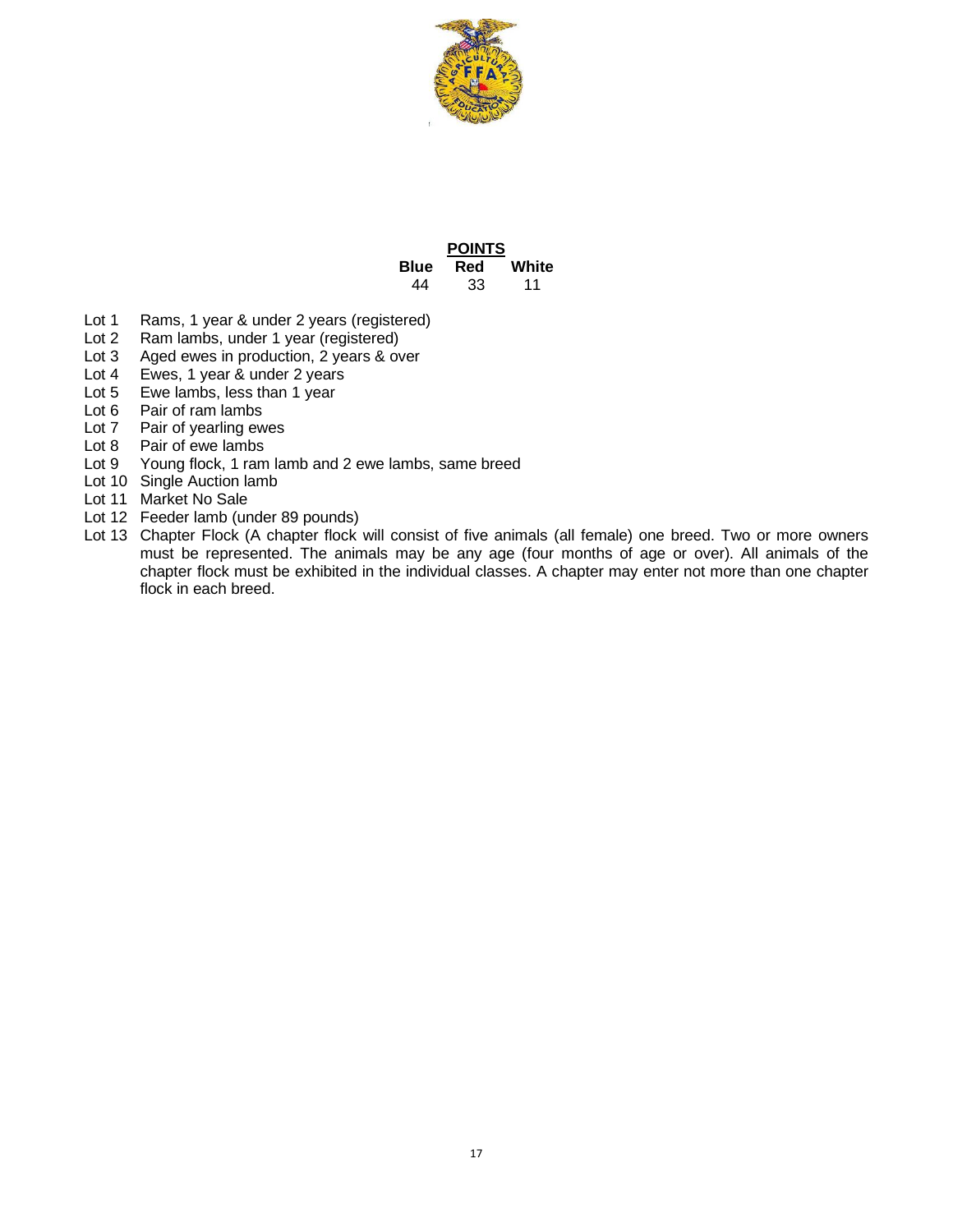| POINTS | | |
|---|---|---|
| **Blue** | **Red** | **White** |
| 44 | 33 | 11 |

- Lot 1 Rams, 1 year & under 2 years (registered)
- Lot 2 Ram lambs, under 1 year (registered)
- Lot 3 Aged ewes in production, 2 years & over
- Lot 4 Ewes, 1 year & under 2 years
- Lot 5 Ewe lambs, less than 1 year
- Lot 6 Pair of ram lambs
- Lot 7 Pair of yearling ewes
- Lot 8 Pair of ewe lambs
- Lot 9 Young flock, 1 ram lamb and 2 ewe lambs, same breed
- Lot 10 Single Auction lamb
- Lot 11 Market No Sale
- Lot 12 Feeder lamb (under 89 pounds)
- Lot 13 Chapter Flock (A chapter flock will consist of five animals (all female) one breed. Two or more owners must be represented. The animals may be any age (four months of age or over). All animals of the chapter flock must be exhibited in the individual classes. A chapter may enter not more than one chapter flock in each breed.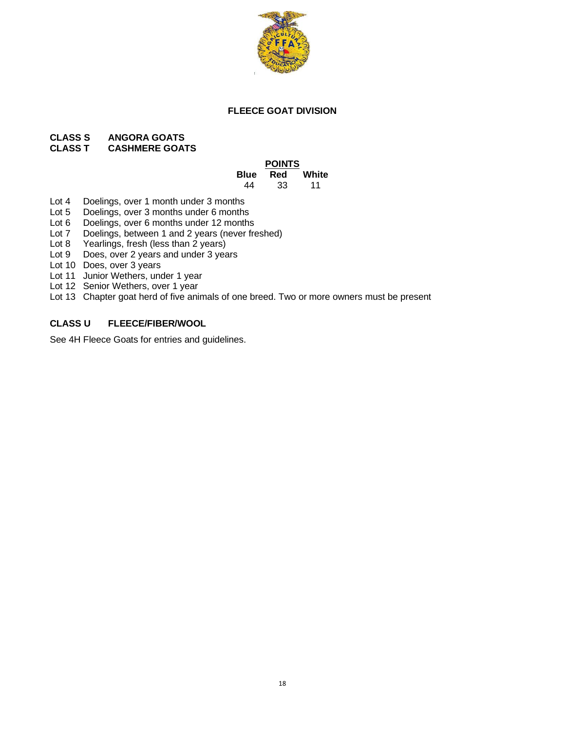## FLEECE GOAT DIVISION

**CLASS S ANGORA GOATS**
**CLASS T CASHMERE GOATS**

| POINTS | | |
|---|---|---|
| **Blue** | **Red** | **White** |
| 44 | 33 | 11 |

- Lot 4 Doelings, over 1 month under 3 months
- Lot 5 Doelings, over 3 months under 6 months
- Lot 6 Doelings, over 6 months under 12 months
- Lot 7 Doelings, between 1 and 2 years (never freshed)
- Lot 8 Yearlings, fresh (less than 2 years)
- Lot 9 Does, over 2 years and under 3 years
- Lot 10 Does, over 3 years
- Lot 11 Junior Wethers, under 1 year
- Lot 12 Senior Wethers, over 1 year
- Lot 13 Chapter goat herd of five animals of one breed. Two or more owners must be present

**CLASS U FLEECE/FIBER/WOOL**

See 4H Fleece Goats for entries and guidelines.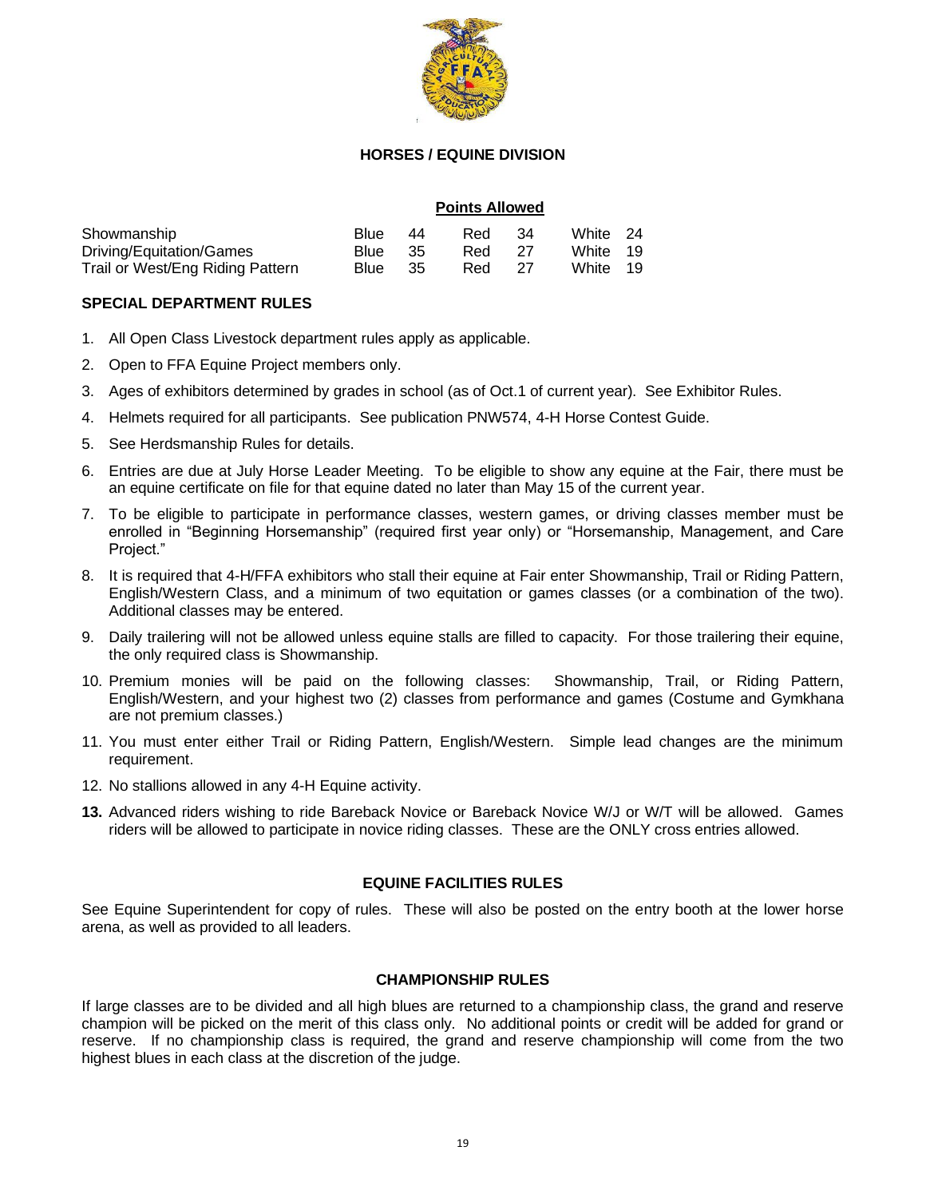# HORSES / EQUINE DIVISION

**Points Allowed**

| | Blue | | Red | | White | |
|---|---|---|---|---|---|---|
| Showmanship | Blue | 44 | Red | 34 | White | 24 |
| Driving/Equitation/Games | Blue | 35 | Red | 27 | White | 19 |
| Trail or West/Eng Riding Pattern | Blue | 35 | Red | 27 | White | 19 |

## SPECIAL DEPARTMENT RULES

1. All Open Class Livestock department rules apply as applicable.
2. Open to FFA Equine Project members only.
3. Ages of exhibitors determined by grades in school (as of Oct.1 of current year). See Exhibitor Rules.
4. Helmets required for all participants. See publication PNW574, 4-H Horse Contest Guide.
5. See Herdsmanship Rules for details.
6. Entries are due at July Horse Leader Meeting. To be eligible to show any equine at the Fair, there must be an equine certificate on file for that equine dated no later than May 15 of the current year.
7. To be eligible to participate in performance classes, western games, or driving classes member must be enrolled in "Beginning Horsemanship" (required first year only) or "Horsemanship, Management, and Care Project."
8. It is required that 4-H/FFA exhibitors who stall their equine at Fair enter Showmanship, Trail or Riding Pattern, English/Western Class, and a minimum of two equitation or games classes (or a combination of the two). Additional classes may be entered.
9. Daily trailering will not be allowed unless equine stalls are filled to capacity. For those trailering their equine, the only required class is Showmanship.
10. Premium monies will be paid on the following classes: Showmanship, Trail, or Riding Pattern, English/Western, and your highest two (2) classes from performance and games (Costume and Gymkhana are not premium classes.)
11. You must enter either Trail or Riding Pattern, English/Western. Simple lead changes are the minimum requirement.
12. No stallions allowed in any 4-H Equine activity.
13. Advanced riders wishing to ride Bareback Novice or Bareback Novice W/J or W/T will be allowed. Games riders will be allowed to participate in novice riding classes. These are the ONLY cross entries allowed.

## EQUINE FACILITIES RULES

See Equine Superintendent for copy of rules. These will also be posted on the entry booth at the lower horse arena, as well as provided to all leaders.

## CHAMPIONSHIP RULES

If large classes are to be divided and all high blues are returned to a championship class, the grand and reserve champion will be picked on the merit of this class only. No additional points or credit will be added for grand or reserve. If no championship class is required, the grand and reserve championship will come from the two highest blues in each class at the discretion of the judge.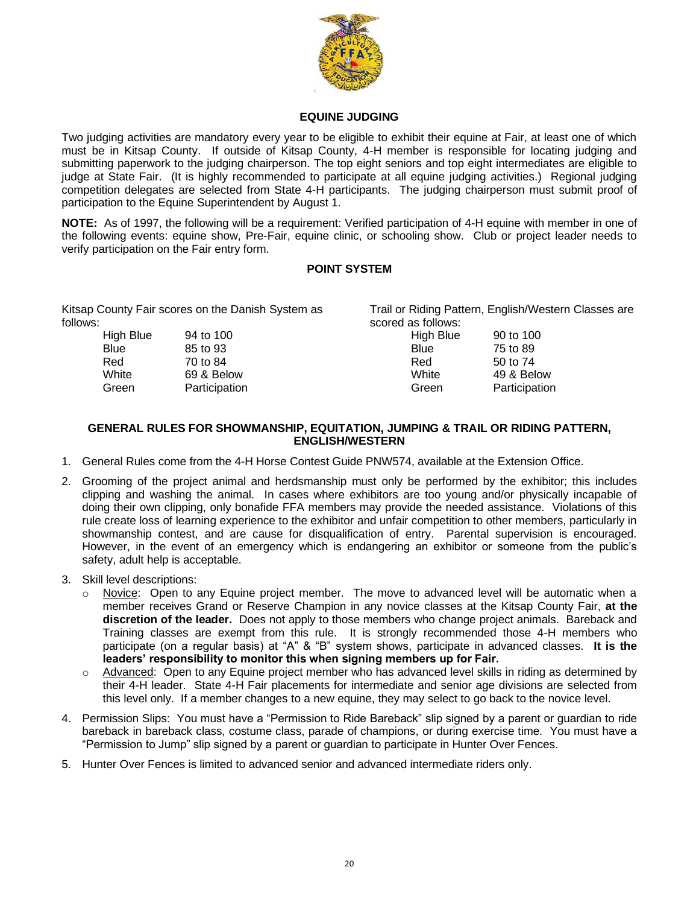## EQUINE JUDGING

Two judging activities are mandatory every year to be eligible to exhibit their equine at Fair, at least one of which must be in Kitsap County. If outside of Kitsap County, 4-H member is responsible for locating judging and submitting paperwork to the judging chairperson. The top eight seniors and top eight intermediates are eligible to judge at State Fair. (It is highly recommended to participate at all equine judging activities.) Regional judging competition delegates are selected from State 4-H participants. The judging chairperson must submit proof of participation to the Equine Superintendent by August 1.

**NOTE:** As of 1997, the following will be a requirement: Verified participation of 4-H equine with member in one of the following events: equine show, Pre-Fair, equine clinic, or schooling show. Club or project leader needs to verify participation on the Fair entry form.

## POINT SYSTEM

Kitsap County Fair scores on the Danish System as follows:

| | |
|---|---|
| High Blue | 94 to 100 |
| Blue | 85 to 93 |
| Red | 70 to 84 |
| White | 69 & Below |
| Green | Participation |

Trail or Riding Pattern, English/Western Classes are scored as follows:

| | |
|---|---|
| High Blue | 90 to 100 |
| Blue | 75 to 89 |
| Red | 50 to 74 |
| White | 49 & Below |
| Green | Participation |

## GENERAL RULES FOR SHOWMANSHIP, EQUITATION, JUMPING & TRAIL OR RIDING PATTERN, ENGLISH/WESTERN

1. General Rules come from the 4-H Horse Contest Guide PNW574, available at the Extension Office.
2. Grooming of the project animal and herdsmanship must only be performed by the exhibitor; this includes clipping and washing the animal. In cases where exhibitors are too young and/or physically incapable of doing their own clipping, only bonafide FFA members may provide the needed assistance. Violations of this rule create loss of learning experience to the exhibitor and unfair competition to other members, particularly in showmanship contest, and are cause for disqualification of entry. Parental supervision is encouraged. However, in the event of an emergency which is endangering an exhibitor or someone from the public's safety, adult help is acceptable.
3. Skill level descriptions:
   - Novice: Open to any Equine project member. The move to advanced level will be automatic when a member receives Grand or Reserve Champion in any novice classes at the Kitsap County Fair, **at the discretion of the leader.** Does not apply to those members who change project animals. Bareback and Training classes are exempt from this rule. It is strongly recommended those 4-H members who participate (on a regular basis) at "A" & "B" system shows, participate in advanced classes. **It is the leaders' responsibility to monitor this when signing members up for Fair.**
   - Advanced: Open to any Equine project member who has advanced level skills in riding as determined by their 4-H leader. State 4-H Fair placements for intermediate and senior age divisions are selected from this level only. If a member changes to a new equine, they may select to go back to the novice level.
4. Permission Slips: You must have a "Permission to Ride Bareback" slip signed by a parent or guardian to ride bareback in bareback class, costume class, parade of champions, or during exercise time. You must have a "Permission to Jump" slip signed by a parent or guardian to participate in Hunter Over Fences.
5. Hunter Over Fences is limited to advanced senior and advanced intermediate riders only.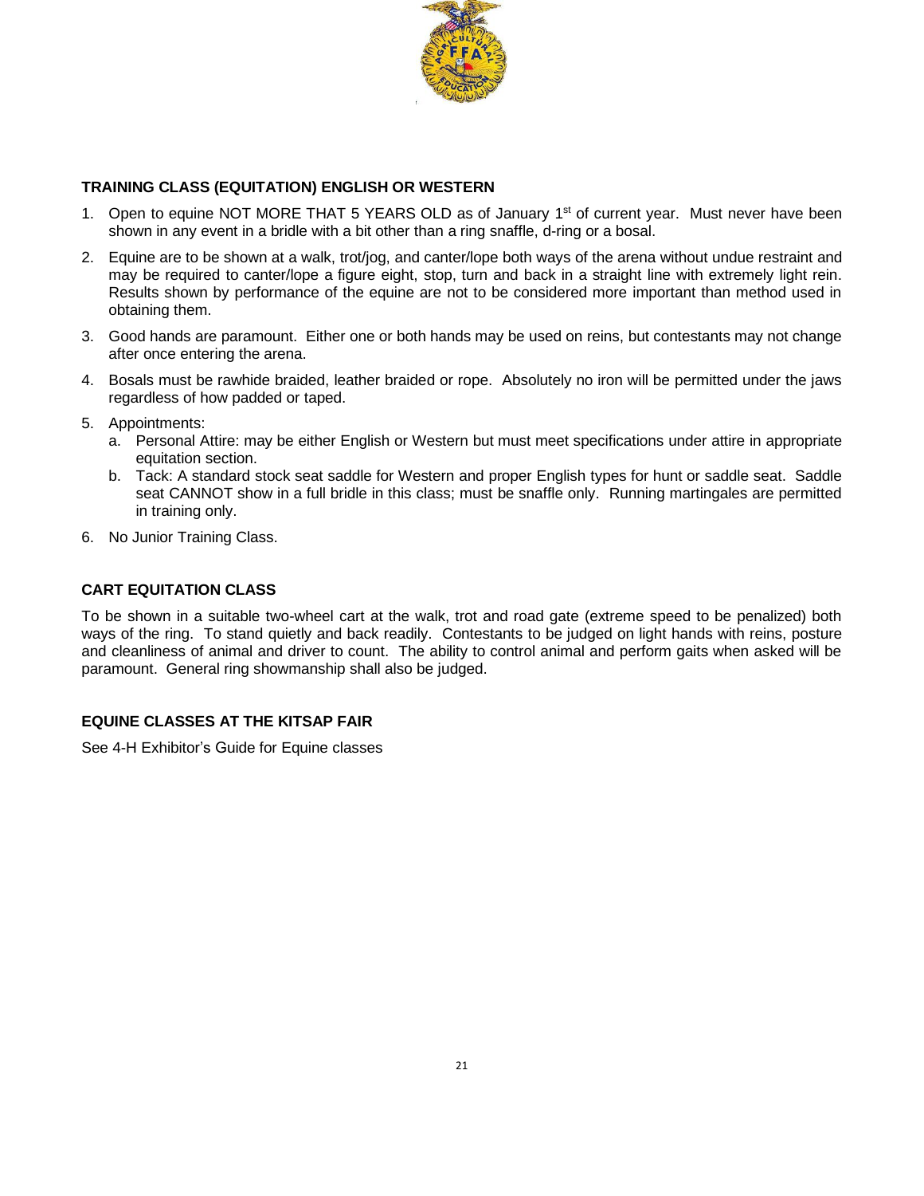### TRAINING CLASS (EQUITATION) ENGLISH OR WESTERN

1. Open to equine NOT MORE THAT 5 YEARS OLD as of January 1st of current year. Must never have been shown in any event in a bridle with a bit other than a ring snaffle, d-ring or a bosal.
2. Equine are to be shown at a walk, trot/jog, and canter/lope both ways of the arena without undue restraint and may be required to canter/lope a figure eight, stop, turn and back in a straight line with extremely light rein. Results shown by performance of the equine are not to be considered more important than method used in obtaining them.
3. Good hands are paramount. Either one or both hands may be used on reins, but contestants may not change after once entering the arena.
4. Bosals must be rawhide braided, leather braided or rope. Absolutely no iron will be permitted under the jaws regardless of how padded or taped.
5. Appointments:
   a. Personal Attire: may be either English or Western but must meet specifications under attire in appropriate equitation section.
   b. Tack: A standard stock seat saddle for Western and proper English types for hunt or saddle seat. Saddle seat CANNOT show in a full bridle in this class; must be snaffle only. Running martingales are permitted in training only.
6. No Junior Training Class.

### CART EQUITATION CLASS

To be shown in a suitable two-wheel cart at the walk, trot and road gate (extreme speed to be penalized) both ways of the ring. To stand quietly and back readily. Contestants to be judged on light hands with reins, posture and cleanliness of animal and driver to count. The ability to control animal and perform gaits when asked will be paramount. General ring showmanship shall also be judged.

### EQUINE CLASSES AT THE KITSAP FAIR

See 4-H Exhibitor's Guide for Equine classes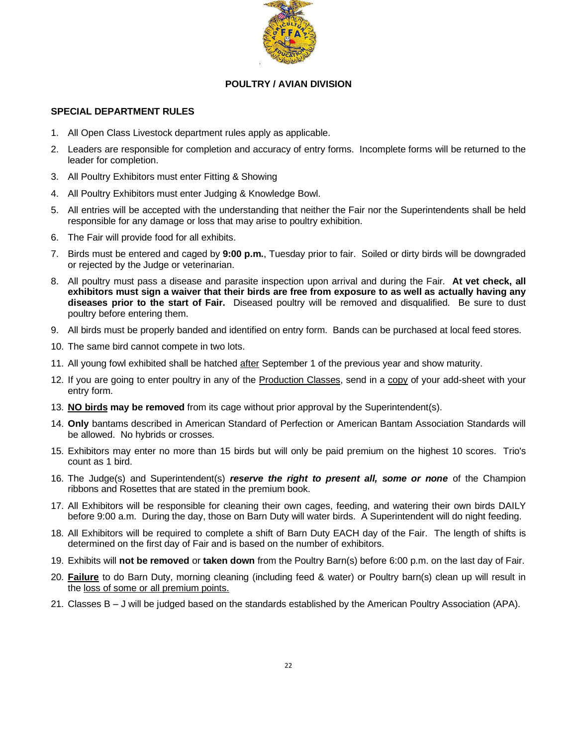## POULTRY / AVIAN DIVISION

### SPECIAL DEPARTMENT RULES

1. All Open Class Livestock department rules apply as applicable.
2. Leaders are responsible for completion and accuracy of entry forms. Incomplete forms will be returned to the leader for completion.
3. All Poultry Exhibitors must enter Fitting & Showing
4. All Poultry Exhibitors must enter Judging & Knowledge Bowl.
5. All entries will be accepted with the understanding that neither the Fair nor the Superintendents shall be held responsible for any damage or loss that may arise to poultry exhibition.
6. The Fair will provide food for all exhibits.
7. Birds must be entered and caged by **9:00 p.m.**, Tuesday prior to fair. Soiled or dirty birds will be downgraded or rejected by the Judge or veterinarian.
8. All poultry must pass a disease and parasite inspection upon arrival and during the Fair. **At vet check, all exhibitors must sign a waiver that their birds are free from exposure to as well as actually having any diseases prior to the start of Fair.** Diseased poultry will be removed and disqualified. Be sure to dust poultry before entering them.
9. All birds must be properly banded and identified on entry form. Bands can be purchased at local feed stores.
10. The same bird cannot compete in two lots.
11. All young fowl exhibited shall be hatched <u>after</u> September 1 of the previous year and show maturity.
12. If you are going to enter poultry in any of the <u>Production Classes</u>, send in a <u>copy</u> of your add-sheet with your entry form.
13. **<u>NO birds</u> may be removed** from its cage without prior approval by the Superintendent(s).
14. **Only** bantams described in American Standard of Perfection or American Bantam Association Standards will be allowed. No hybrids or crosses.
15. Exhibitors may enter no more than 15 birds but will only be paid premium on the highest 10 scores. Trio's count as 1 bird.
16. The Judge(s) and Superintendent(s) ***reserve the right to present all, some or none*** of the Champion ribbons and Rosettes that are stated in the premium book.
17. All Exhibitors will be responsible for cleaning their own cages, feeding, and watering their own birds DAILY before 9:00 a.m. During the day, those on Barn Duty will water birds. A Superintendent will do night feeding.
18. All Exhibitors will be required to complete a shift of Barn Duty EACH day of the Fair. The length of shifts is determined on the first day of Fair and is based on the number of exhibitors.
19. Exhibits will **not be removed** or **taken down** from the Poultry Barn(s) before 6:00 p.m. on the last day of Fair.
20. **<u>Failure</u>** to do Barn Duty, morning cleaning (including feed & water) or Poultry barn(s) clean up will result in the <u>loss of some or all premium points.</u>
21. Classes B – J will be judged based on the standards established by the American Poultry Association (APA).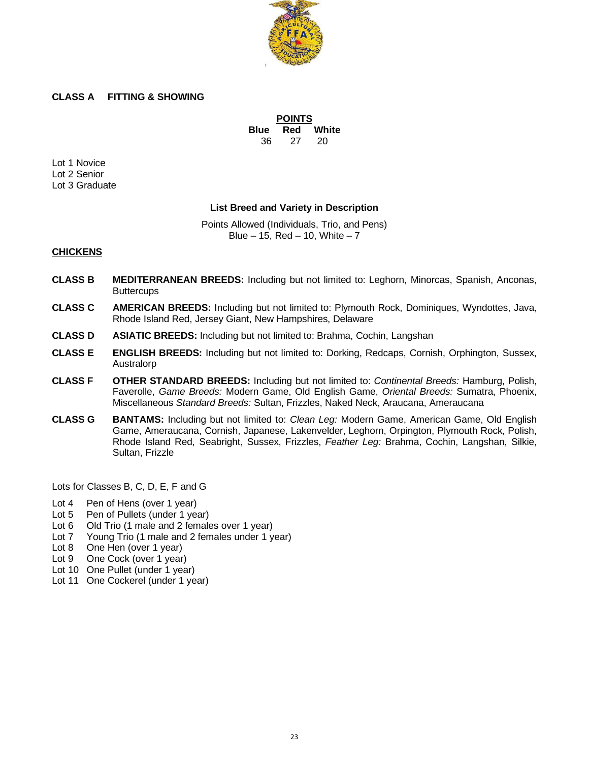**CLASS A FITTING & SHOWING**

| POINTS | | |
|---|---|---|
| Blue | Red | White |
| 36 | 27 | 20 |

Lot 1 Novice
Lot 2 Senior
Lot 3 Graduate

**List Breed and Variety in Description**

Points Allowed (Individuals, Trio, and Pens)
Blue – 15, Red – 10, White – 7

## CHICKENS

**CLASS B** **MEDITERRANEAN BREEDS:** Including but not limited to: Leghorn, Minorcas, Spanish, Anconas, Buttercups

**CLASS C** **AMERICAN BREEDS:** Including but not limited to: Plymouth Rock, Dominiques, Wyndottes, Java, Rhode Island Red, Jersey Giant, New Hampshires, Delaware

**CLASS D** **ASIATIC BREEDS:** Including but not limited to: Brahma, Cochin, Langshan

**CLASS E** **ENGLISH BREEDS:** Including but not limited to: Dorking, Redcaps, Cornish, Orphington, Sussex, Australorp

**CLASS F** **OTHER STANDARD BREEDS:** Including but not limited to: *Continental Breeds:* Hamburg, Polish, Faverolle, *Game Breeds:* Modern Game, Old English Game, *Oriental Breeds:* Sumatra, Phoenix, Miscellaneous *Standard Breeds:* Sultan, Frizzles, Naked Neck, Araucana, Ameraucana

**CLASS G** **BANTAMS:** Including but not limited to: *Clean Leg:* Modern Game, American Game, Old English Game, Ameraucana, Cornish, Japanese, Lakenvelder, Leghorn, Orpington, Plymouth Rock, Polish, Rhode Island Red, Seabright, Sussex, Frizzles, *Feather Leg:* Brahma, Cochin, Langshan, Silkie, Sultan, Frizzle

Lots for Classes B, C, D, E, F and G

Lot 4 Pen of Hens (over 1 year)
Lot 5 Pen of Pullets (under 1 year)
Lot 6 Old Trio (1 male and 2 females over 1 year)
Lot 7 Young Trio (1 male and 2 females under 1 year)
Lot 8 One Hen (over 1 year)
Lot 9 One Cock (over 1 year)
Lot 10 One Pullet (under 1 year)
Lot 11 One Cockerel (under 1 year)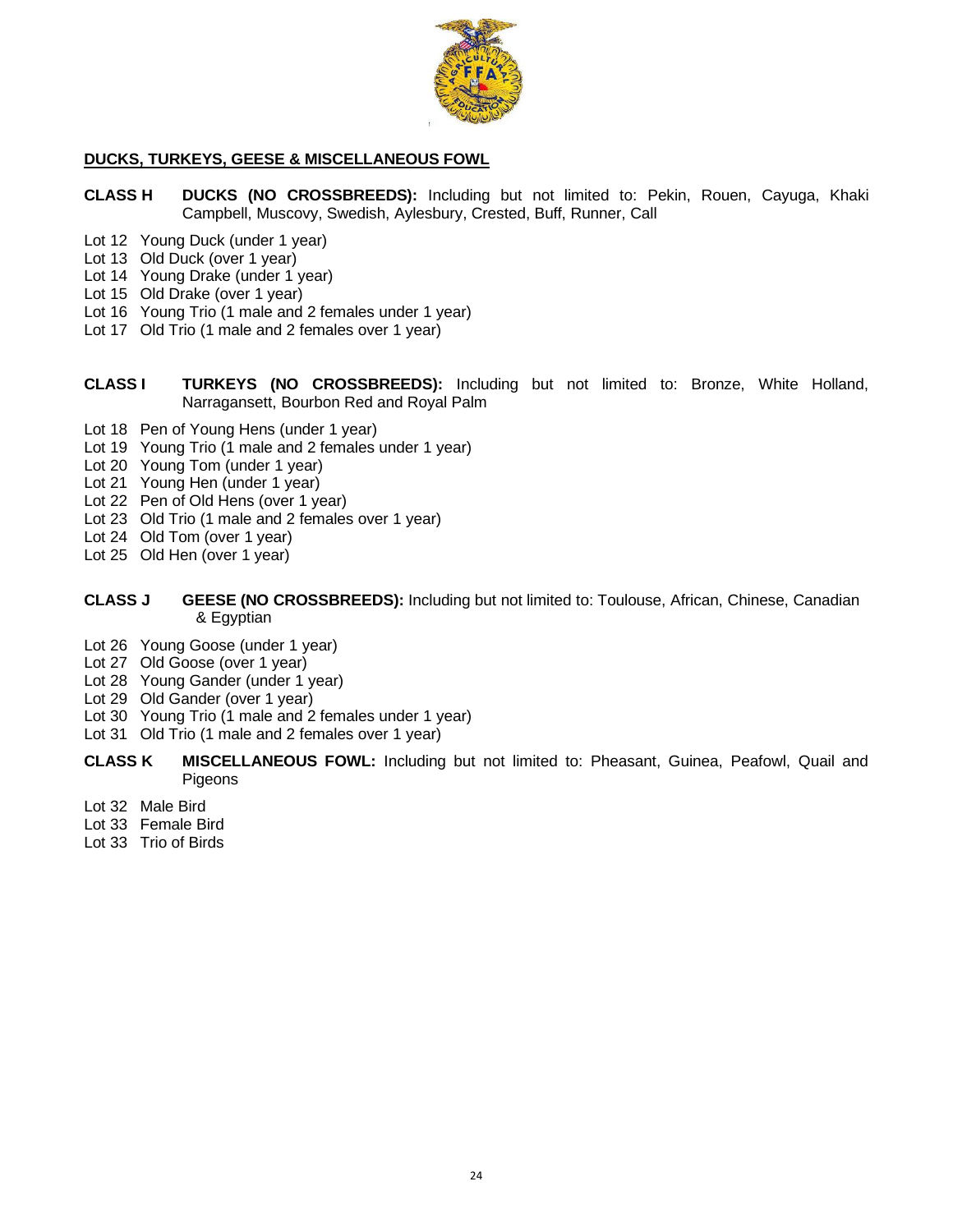## DUCKS, TURKEYS, GEESE & MISCELLANEOUS FOWL

**CLASS H** **DUCKS (NO CROSSBREEDS):** Including but not limited to: Pekin, Rouen, Cayuga, Khaki Campbell, Muscovy, Swedish, Aylesbury, Crested, Buff, Runner, Call

Lot 12 Young Duck (under 1 year)
Lot 13 Old Duck (over 1 year)
Lot 14 Young Drake (under 1 year)
Lot 15 Old Drake (over 1 year)
Lot 16 Young Trio (1 male and 2 females under 1 year)
Lot 17 Old Trio (1 male and 2 females over 1 year)

**CLASS I** **TURKEYS (NO CROSSBREEDS):** Including but not limited to: Bronze, White Holland, Narragansett, Bourbon Red and Royal Palm

Lot 18 Pen of Young Hens (under 1 year)
Lot 19 Young Trio (1 male and 2 females under 1 year)
Lot 20 Young Tom (under 1 year)
Lot 21 Young Hen (under 1 year)
Lot 22 Pen of Old Hens (over 1 year)
Lot 23 Old Trio (1 male and 2 females over 1 year)
Lot 24 Old Tom (over 1 year)
Lot 25 Old Hen (over 1 year)

**CLASS J** **GEESE (NO CROSSBREEDS):** Including but not limited to: Toulouse, African, Chinese, Canadian & Egyptian

Lot 26 Young Goose (under 1 year)
Lot 27 Old Goose (over 1 year)
Lot 28 Young Gander (under 1 year)
Lot 29 Old Gander (over 1 year)
Lot 30 Young Trio (1 male and 2 females under 1 year)
Lot 31 Old Trio (1 male and 2 females over 1 year)

**CLASS K** **MISCELLANEOUS FOWL:** Including but not limited to: Pheasant, Guinea, Peafowl, Quail and Pigeons

Lot 32 Male Bird
Lot 33 Female Bird
Lot 33 Trio of Birds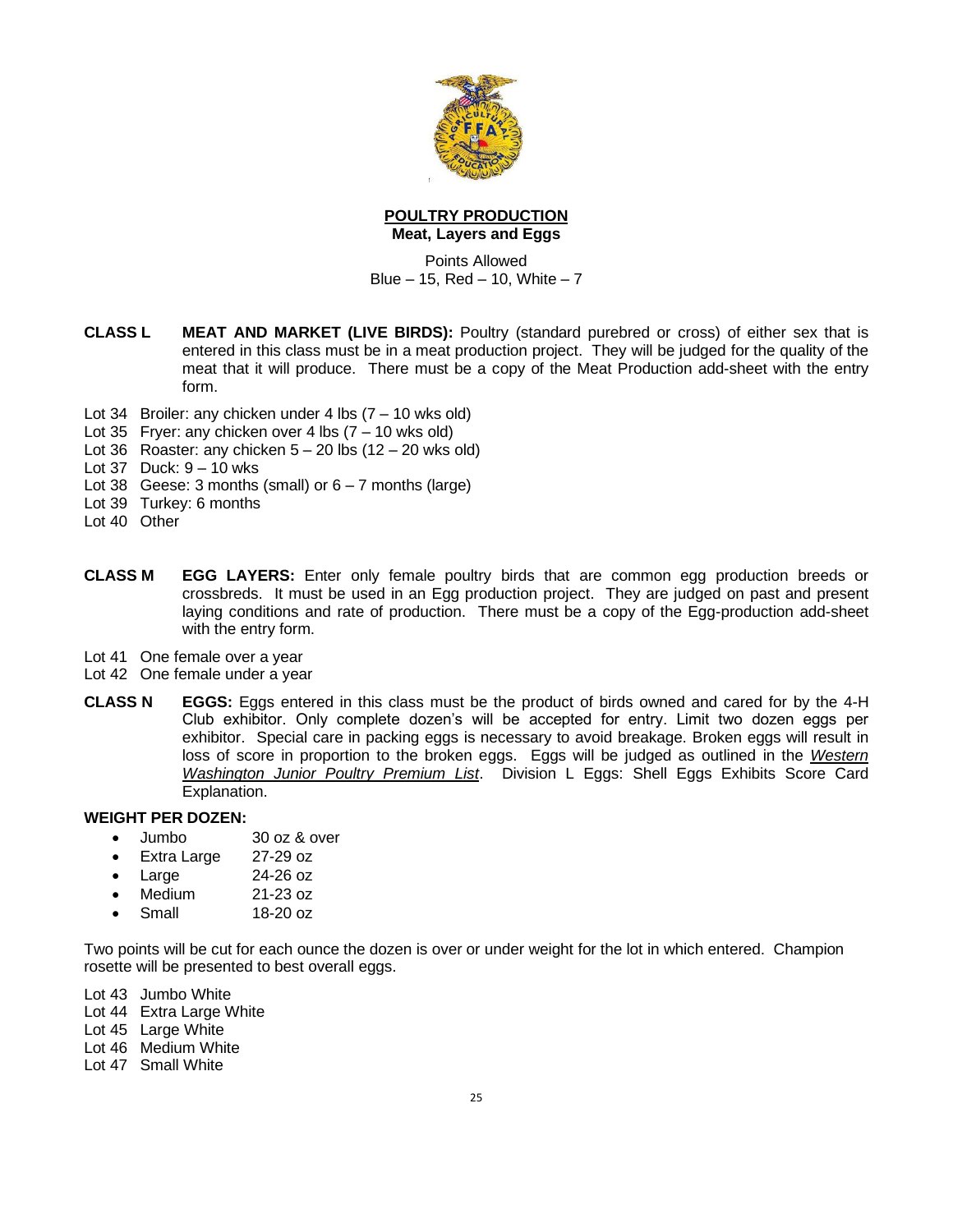## POULTRY PRODUCTION

### Meat, Layers and Eggs

Points Allowed
Blue – 15, Red – 10, White – 7

**CLASS L MEAT AND MARKET (LIVE BIRDS):** Poultry (standard purebred or cross) of either sex that is entered in this class must be in a meat production project. They will be judged for the quality of the meat that it will produce. There must be a copy of the Meat Production add-sheet with the entry form.

- Lot 34 Broiler: any chicken under 4 lbs (7 – 10 wks old)
- Lot 35 Fryer: any chicken over 4 lbs (7 – 10 wks old)
- Lot 36 Roaster: any chicken 5 – 20 lbs (12 – 20 wks old)
- Lot 37 Duck: 9 – 10 wks
- Lot 38 Geese: 3 months (small) or 6 – 7 months (large)
- Lot 39 Turkey: 6 months
- Lot 40 Other

**CLASS M EGG LAYERS:** Enter only female poultry birds that are common egg production breeds or crossbreds. It must be used in an Egg production project. They are judged on past and present laying conditions and rate of production. There must be a copy of the Egg-production add-sheet with the entry form.

- Lot 41 One female over a year
- Lot 42 One female under a year

**CLASS N EGGS:** Eggs entered in this class must be the product of birds owned and cared for by the 4-H Club exhibitor. Only complete dozen's will be accepted for entry. Limit two dozen eggs per exhibitor. Special care in packing eggs is necessary to avoid breakage. Broken eggs will result in loss of score in proportion to the broken eggs. Eggs will be judged as outlined in the *Western Washington Junior Poultry Premium List*. Division L Eggs: Shell Eggs Exhibits Score Card Explanation.

**WEIGHT PER DOZEN:**

- Jumbo 30 oz & over
- Extra Large 27-29 oz
- Large 24-26 oz
- Medium 21-23 oz
- Small 18-20 oz

Two points will be cut for each ounce the dozen is over or under weight for the lot in which entered. Champion rosette will be presented to best overall eggs.

- Lot 43 Jumbo White
- Lot 44 Extra Large White
- Lot 45 Large White
- Lot 46 Medium White
- Lot 47 Small White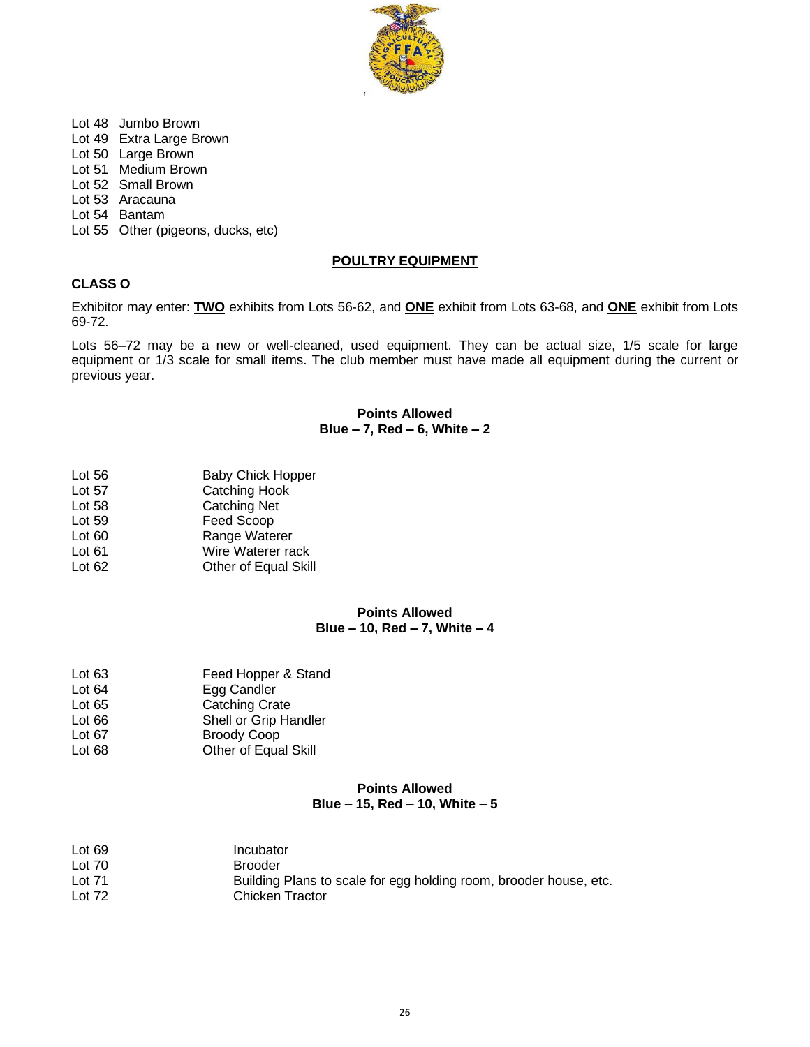Lot 48 Jumbo Brown
Lot 49 Extra Large Brown
Lot 50 Large Brown
Lot 51 Medium Brown
Lot 52 Small Brown
Lot 53 Aracauna
Lot 54 Bantam
Lot 55 Other (pigeons, ducks, etc)

## POULTRY EQUIPMENT

### CLASS O

Exhibitor may enter: **TWO** exhibits from Lots 56-62, and **ONE** exhibit from Lots 63-68, and **ONE** exhibit from Lots 69-72.

Lots 56–72 may be a new or well-cleaned, used equipment. They can be actual size, 1/5 scale for large equipment or 1/3 scale for small items. The club member must have made all equipment during the current or previous year.

**Points Allowed**
**Blue – 7, Red – 6, White – 2**

Lot 56 Baby Chick Hopper
Lot 57 Catching Hook
Lot 58 Catching Net
Lot 59 Feed Scoop
Lot 60 Range Waterer
Lot 61 Wire Waterer rack
Lot 62 Other of Equal Skill

**Points Allowed**
**Blue – 10, Red – 7, White – 4**

Lot 63 Feed Hopper & Stand
Lot 64 Egg Candler
Lot 65 Catching Crate
Lot 66 Shell or Grip Handler
Lot 67 Broody Coop
Lot 68 Other of Equal Skill

**Points Allowed**
**Blue – 15, Red – 10, White – 5**

Lot 69 Incubator
Lot 70 Brooder
Lot 71 Building Plans to scale for egg holding room, brooder house, etc.
Lot 72 Chicken Tractor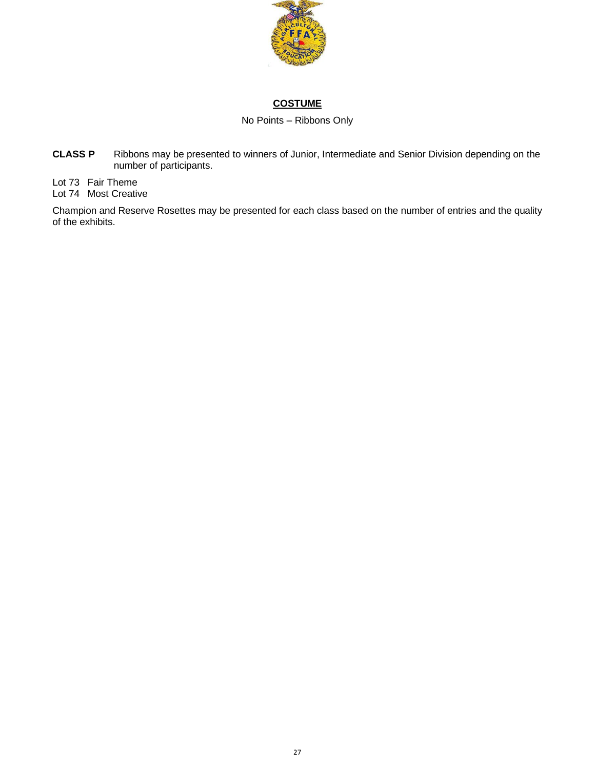## COSTUME

No Points – Ribbons Only

**CLASS P** Ribbons may be presented to winners of Junior, Intermediate and Senior Division depending on the number of participants.

Lot 73 Fair Theme
Lot 74 Most Creative

Champion and Reserve Rosettes may be presented for each class based on the number of entries and the quality of the exhibits.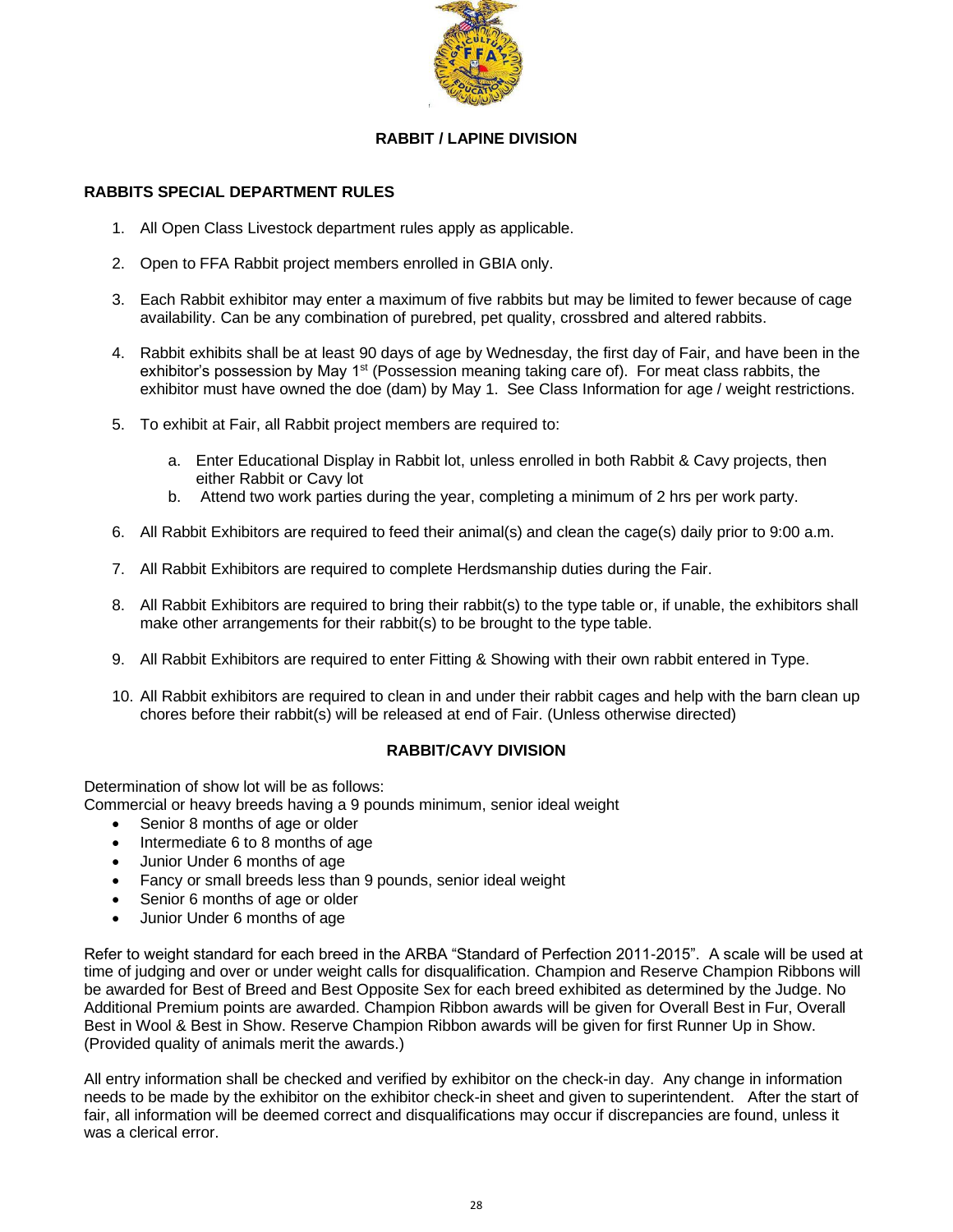# RABBIT / LAPINE DIVISION

## RABBITS SPECIAL DEPARTMENT RULES

1. All Open Class Livestock department rules apply as applicable.
2. Open to FFA Rabbit project members enrolled in GBIA only.
3. Each Rabbit exhibitor may enter a maximum of five rabbits but may be limited to fewer because of cage availability. Can be any combination of purebred, pet quality, crossbred and altered rabbits.
4. Rabbit exhibits shall be at least 90 days of age by Wednesday, the first day of Fair, and have been in the exhibitor's possession by May 1st (Possession meaning taking care of). For meat class rabbits, the exhibitor must have owned the doe (dam) by May 1. See Class Information for age / weight restrictions.
5. To exhibit at Fair, all Rabbit project members are required to:
   a. Enter Educational Display in Rabbit lot, unless enrolled in both Rabbit & Cavy projects, then either Rabbit or Cavy lot
   b. Attend two work parties during the year, completing a minimum of 2 hrs per work party.
6. All Rabbit Exhibitors are required to feed their animal(s) and clean the cage(s) daily prior to 9:00 a.m.
7. All Rabbit Exhibitors are required to complete Herdsmanship duties during the Fair.
8. All Rabbit Exhibitors are required to bring their rabbit(s) to the type table or, if unable, the exhibitors shall make other arrangements for their rabbit(s) to be brought to the type table.
9. All Rabbit Exhibitors are required to enter Fitting & Showing with their own rabbit entered in Type.
10. All Rabbit exhibitors are required to clean in and under their rabbit cages and help with the barn clean up chores before their rabbit(s) will be released at end of Fair. (Unless otherwise directed)

## RABBIT/CAVY DIVISION

Determination of show lot will be as follows:
Commercial or heavy breeds having a 9 pounds minimum, senior ideal weight

- Senior 8 months of age or older
- Intermediate 6 to 8 months of age
- Junior Under 6 months of age
- Fancy or small breeds less than 9 pounds, senior ideal weight
- Senior 6 months of age or older
- Junior Under 6 months of age

Refer to weight standard for each breed in the ARBA "Standard of Perfection 2011-2015". A scale will be used at time of judging and over or under weight calls for disqualification. Champion and Reserve Champion Ribbons will be awarded for Best of Breed and Best Opposite Sex for each breed exhibited as determined by the Judge. No Additional Premium points are awarded. Champion Ribbon awards will be given for Overall Best in Fur, Overall Best in Wool & Best in Show. Reserve Champion Ribbon awards will be given for first Runner Up in Show. (Provided quality of animals merit the awards.)

All entry information shall be checked and verified by exhibitor on the check-in day. Any change in information needs to be made by the exhibitor on the exhibitor check-in sheet and given to superintendent. After the start of fair, all information will be deemed correct and disqualifications may occur if discrepancies are found, unless it was a clerical error.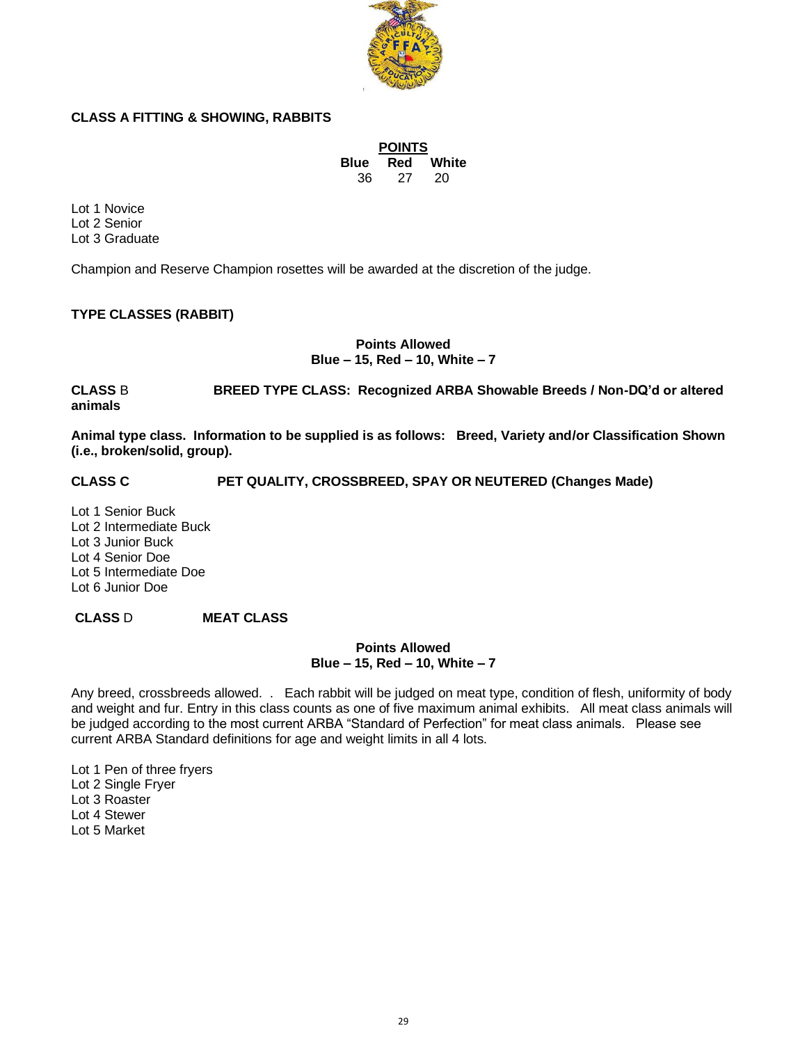**CLASS A FITTING & SHOWING, RABBITS**

| POINTS | | |
|---|---|---|
| Blue | Red | White |
| 36 | 27 | 20 |

Lot 1 Novice
Lot 2 Senior
Lot 3 Graduate

Champion and Reserve Champion rosettes will be awarded at the discretion of the judge.

**TYPE CLASSES (RABBIT)**

**Points Allowed**
**Blue – 15, Red – 10, White – 7**

**CLASS** B **BREED TYPE CLASS: Recognized ARBA Showable Breeds / Non-DQ'd or altered animals**

**Animal type class. Information to be supplied is as follows: Breed, Variety and/or Classification Shown (i.e., broken/solid, group).**

**CLASS C PET QUALITY, CROSSBREED, SPAY OR NEUTERED (Changes Made)**

Lot 1 Senior Buck
Lot 2 Intermediate Buck
Lot 3 Junior Buck
Lot 4 Senior Doe
Lot 5 Intermediate Doe
Lot 6 Junior Doe

**CLASS** D **MEAT CLASS**

**Points Allowed**
**Blue – 15, Red – 10, White – 7**

Any breed, crossbreeds allowed. . Each rabbit will be judged on meat type, condition of flesh, uniformity of body and weight and fur. Entry in this class counts as one of five maximum animal exhibits. All meat class animals will be judged according to the most current ARBA "Standard of Perfection" for meat class animals. Please see current ARBA Standard definitions for age and weight limits in all 4 lots.

Lot 1 Pen of three fryers
Lot 2 Single Fryer
Lot 3 Roaster
Lot 4 Stewer
Lot 5 Market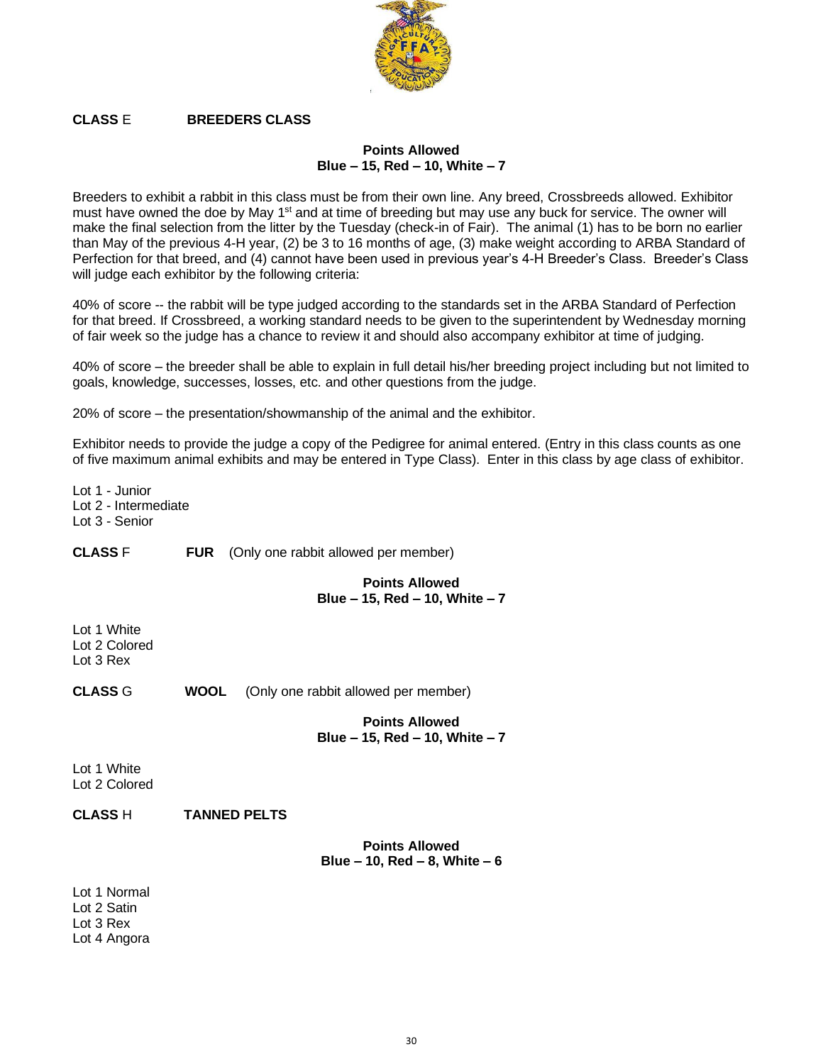**CLASS** E **BREEDERS CLASS**

**Points Allowed**
**Blue – 15, Red – 10, White – 7**

Breeders to exhibit a rabbit in this class must be from their own line. Any breed, Crossbreeds allowed. Exhibitor must have owned the doe by May 1st and at time of breeding but may use any buck for service. The owner will make the final selection from the litter by the Tuesday (check-in of Fair). The animal (1) has to be born no earlier than May of the previous 4-H year, (2) be 3 to 16 months of age, (3) make weight according to ARBA Standard of Perfection for that breed, and (4) cannot have been used in previous year's 4-H Breeder's Class. Breeder's Class will judge each exhibitor by the following criteria:

40% of score -- the rabbit will be type judged according to the standards set in the ARBA Standard of Perfection for that breed. If Crossbreed, a working standard needs to be given to the superintendent by Wednesday morning of fair week so the judge has a chance to review it and should also accompany exhibitor at time of judging.

40% of score – the breeder shall be able to explain in full detail his/her breeding project including but not limited to goals, knowledge, successes, losses, etc. and other questions from the judge.

20% of score – the presentation/showmanship of the animal and the exhibitor.

Exhibitor needs to provide the judge a copy of the Pedigree for animal entered. (Entry in this class counts as one of five maximum animal exhibits and may be entered in Type Class). Enter in this class by age class of exhibitor.

Lot 1 - Junior
Lot 2 - Intermediate
Lot 3 - Senior

**CLASS** F **FUR** (Only one rabbit allowed per member)

**Points Allowed**
**Blue – 15, Red – 10, White – 7**

Lot 1 White
Lot 2 Colored
Lot 3 Rex

**CLASS** G **WOOL** (Only one rabbit allowed per member)

**Points Allowed**
**Blue – 15, Red – 10, White – 7**

Lot 1 White
Lot 2 Colored

**CLASS** H **TANNED PELTS**

**Points Allowed**
**Blue – 10, Red – 8, White – 6**

Lot 1 Normal
Lot 2 Satin
Lot 3 Rex
Lot 4 Angora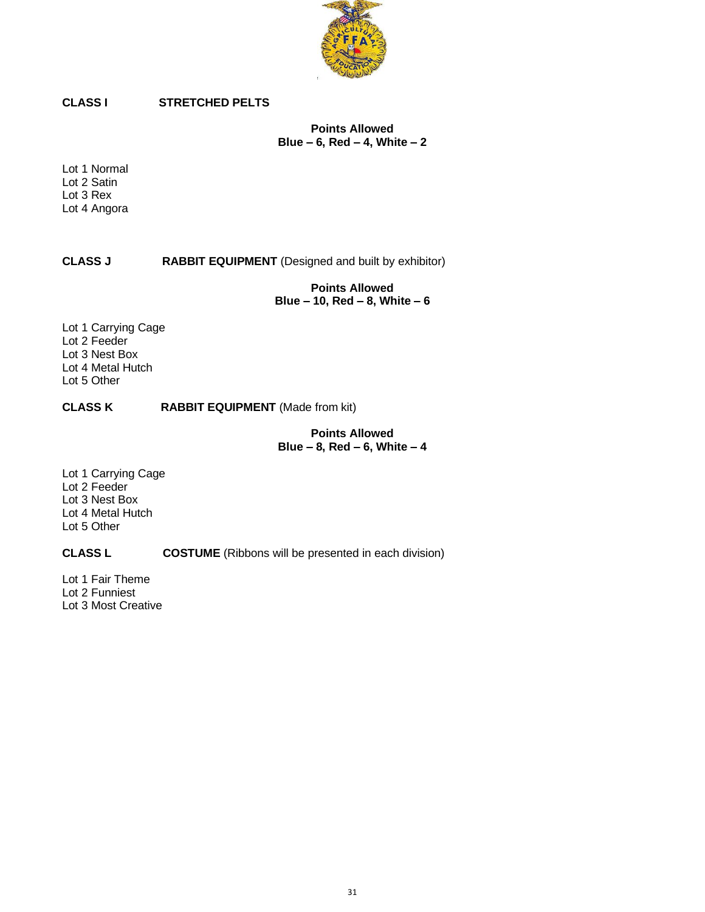**CLASS I STRETCHED PELTS**

**Points Allowed**
**Blue – 6, Red – 4, White – 2**

Lot 1 Normal
Lot 2 Satin
Lot 3 Rex
Lot 4 Angora

**CLASS J RABBIT EQUIPMENT** (Designed and built by exhibitor)

**Points Allowed**
**Blue – 10, Red – 8, White – 6**

Lot 1 Carrying Cage
Lot 2 Feeder
Lot 3 Nest Box
Lot 4 Metal Hutch
Lot 5 Other

**CLASS K RABBIT EQUIPMENT** (Made from kit)

**Points Allowed**
**Blue – 8, Red – 6, White – 4**

Lot 1 Carrying Cage
Lot 2 Feeder
Lot 3 Nest Box
Lot 4 Metal Hutch
Lot 5 Other

**CLASS L COSTUME** (Ribbons will be presented in each division)

Lot 1 Fair Theme
Lot 2 Funniest
Lot 3 Most Creative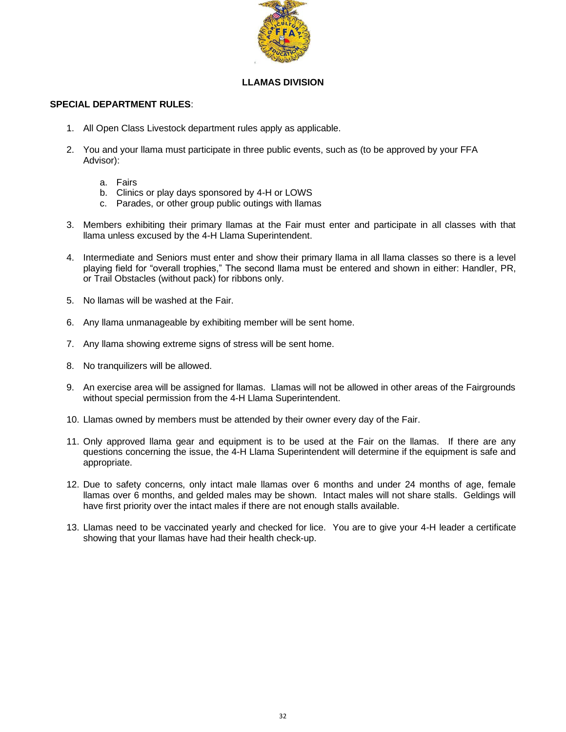## LLAMAS DIVISION

**SPECIAL DEPARTMENT RULES**:

1. All Open Class Livestock department rules apply as applicable.

2. You and your llama must participate in three public events, such as (to be approved by your FFA Advisor):

   a. Fairs
   b. Clinics or play days sponsored by 4-H or LOWS
   c. Parades, or other group public outings with llamas

3. Members exhibiting their primary llamas at the Fair must enter and participate in all classes with that llama unless excused by the 4-H Llama Superintendent.

4. Intermediate and Seniors must enter and show their primary llama in all llama classes so there is a level playing field for "overall trophies," The second llama must be entered and shown in either: Handler, PR, or Trail Obstacles (without pack) for ribbons only.

5. No llamas will be washed at the Fair.

6. Any llama unmanageable by exhibiting member will be sent home.

7. Any llama showing extreme signs of stress will be sent home.

8. No tranquilizers will be allowed.

9. An exercise area will be assigned for llamas. Llamas will not be allowed in other areas of the Fairgrounds without special permission from the 4-H Llama Superintendent.

10. Llamas owned by members must be attended by their owner every day of the Fair.

11. Only approved llama gear and equipment is to be used at the Fair on the llamas. If there are any questions concerning the issue, the 4-H Llama Superintendent will determine if the equipment is safe and appropriate.

12. Due to safety concerns, only intact male llamas over 6 months and under 24 months of age, female llamas over 6 months, and gelded males may be shown. Intact males will not share stalls. Geldings will have first priority over the intact males if there are not enough stalls available.

13. Llamas need to be vaccinated yearly and checked for lice. You are to give your 4-H leader a certificate showing that your llamas have had their health check-up.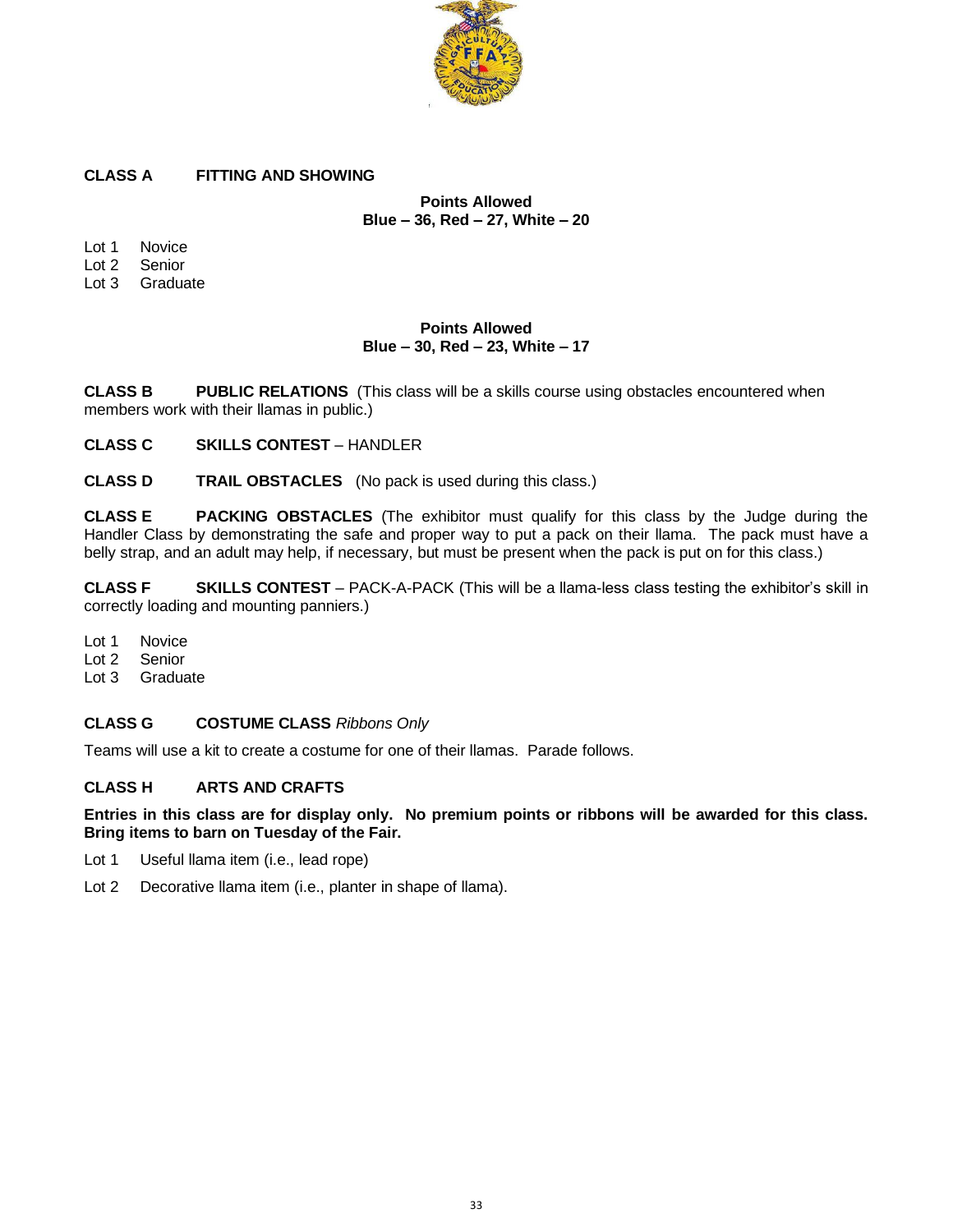**CLASS A FITTING AND SHOWING**

**Points Allowed**
**Blue – 36, Red – 27, White – 20**

Lot 1 Novice
Lot 2 Senior
Lot 3 Graduate

**Points Allowed**
**Blue – 30, Red – 23, White – 17**

**CLASS B PUBLIC RELATIONS** (This class will be a skills course using obstacles encountered when members work with their llamas in public.)

**CLASS C SKILLS CONTEST** – HANDLER

**CLASS D TRAIL OBSTACLES** (No pack is used during this class.)

**CLASS E PACKING OBSTACLES** (The exhibitor must qualify for this class by the Judge during the Handler Class by demonstrating the safe and proper way to put a pack on their llama. The pack must have a belly strap, and an adult may help, if necessary, but must be present when the pack is put on for this class.)

**CLASS F SKILLS CONTEST** – PACK-A-PACK (This will be a llama-less class testing the exhibitor's skill in correctly loading and mounting panniers.)

Lot 1 Novice
Lot 2 Senior
Lot 3 Graduate

**CLASS G COSTUME CLASS** *Ribbons Only*

Teams will use a kit to create a costume for one of their llamas. Parade follows.

**CLASS H ARTS AND CRAFTS**

**Entries in this class are for display only. No premium points or ribbons will be awarded for this class. Bring items to barn on Tuesday of the Fair.**

Lot 1 Useful llama item (i.e., lead rope)

Lot 2 Decorative llama item (i.e., planter in shape of llama).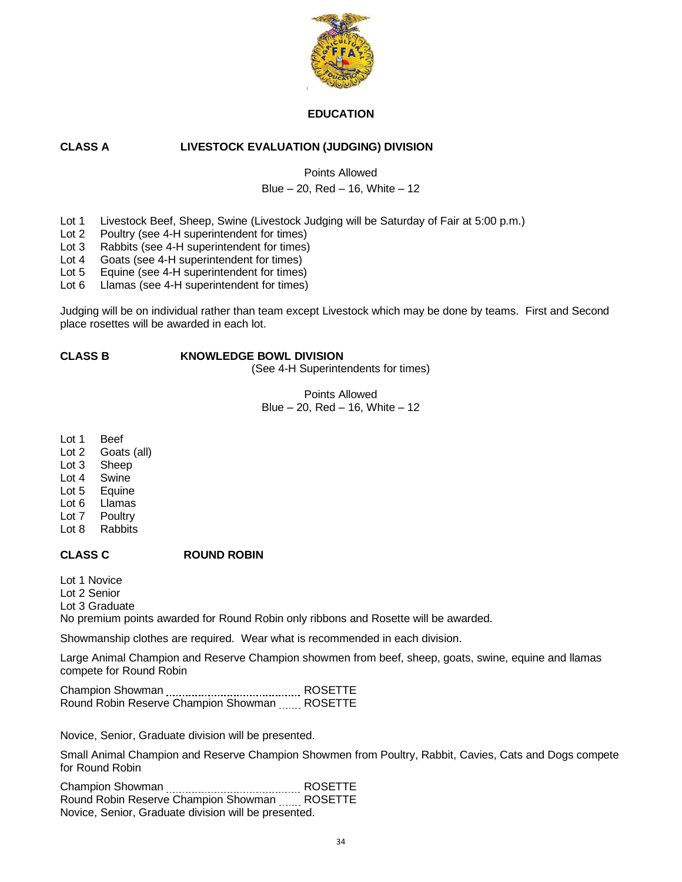# EDUCATION

## CLASS A — LIVESTOCK EVALUATION (JUDGING) DIVISION

Points Allowed
Blue – 20, Red – 16, White – 12

- Lot 1 Livestock Beef, Sheep, Swine (Livestock Judging will be Saturday of Fair at 5:00 p.m.)
- Lot 2 Poultry (see 4-H superintendent for times)
- Lot 3 Rabbits (see 4-H superintendent for times)
- Lot 4 Goats (see 4-H superintendent for times)
- Lot 5 Equine (see 4-H superintendent for times)
- Lot 6 Llamas (see 4-H superintendent for times)

Judging will be on individual rather than team except Livestock which may be done by teams. First and Second place rosettes will be awarded in each lot.

## CLASS B — KNOWLEDGE BOWL DIVISION

(See 4-H Superintendents for times)

Points Allowed
Blue – 20, Red – 16, White – 12

- Lot 1 Beef
- Lot 2 Goats (all)
- Lot 3 Sheep
- Lot 4 Swine
- Lot 5 Equine
- Lot 6 Llamas
- Lot 7 Poultry
- Lot 8 Rabbits

## CLASS C — ROUND ROBIN

- Lot 1 Novice
- Lot 2 Senior
- Lot 3 Graduate

No premium points awarded for Round Robin only ribbons and Rosette will be awarded.

Showmanship clothes are required. Wear what is recommended in each division.

Large Animal Champion and Reserve Champion showmen from beef, sheep, goats, swine, equine and llamas compete for Round Robin

Champion Showman .......... ROSETTE
Round Robin Reserve Champion Showman .......... ROSETTE

Novice, Senior, Graduate division will be presented.

Small Animal Champion and Reserve Champion Showmen from Poultry, Rabbit, Cavies, Cats and Dogs compete for Round Robin

Champion Showman .......... ROSETTE
Round Robin Reserve Champion Showman .......... ROSETTE
Novice, Senior, Graduate division will be presented.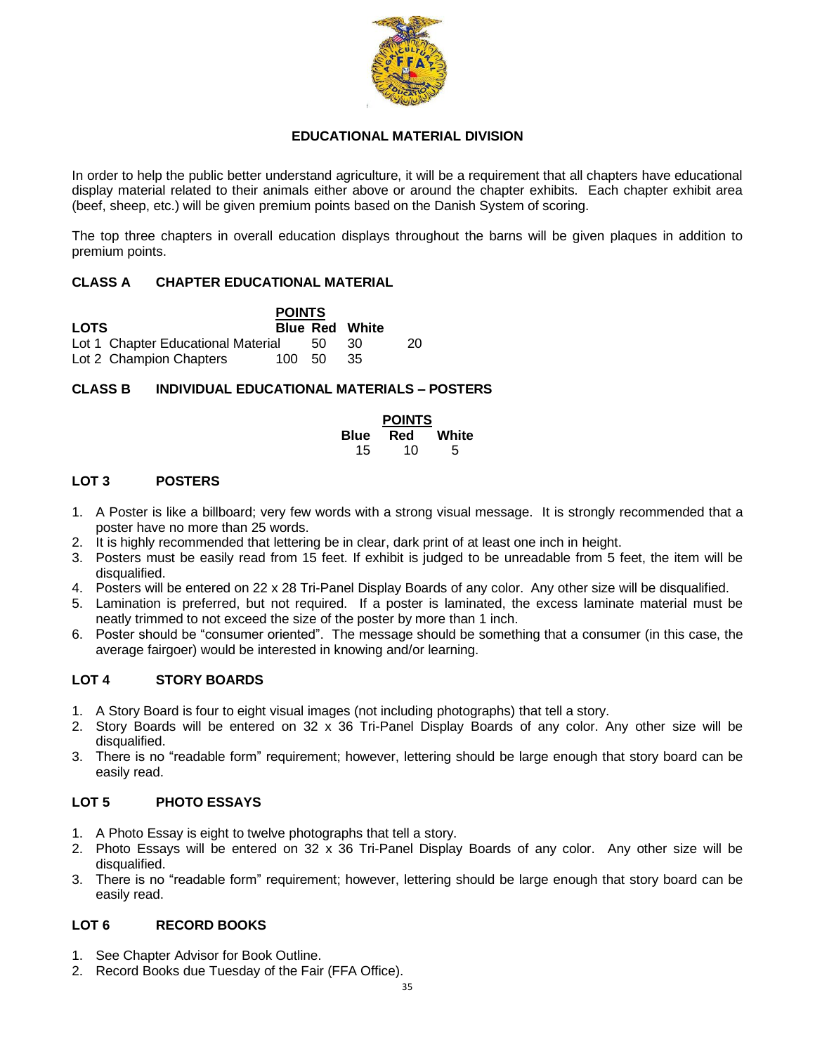# EDUCATIONAL MATERIAL DIVISION

In order to help the public better understand agriculture, it will be a requirement that all chapters have educational display material related to their animals either above or around the chapter exhibits. Each chapter exhibit area (beef, sheep, etc.) will be given premium points based on the Danish System of scoring.

The top three chapters in overall education displays throughout the barns will be given plaques in addition to premium points.

## CLASS A CHAPTER EDUCATIONAL MATERIAL

| LOTS | POINTS | | |
|---|---|---|---|
| | Blue | Red | White |
| Lot 1 Chapter Educational Material | 50 | 30 | 20 |
| Lot 2 Champion Chapters | 100 | 50 | 35 |

## CLASS B INDIVIDUAL EDUCATIONAL MATERIALS – POSTERS

| POINTS | | |
|---|---|---|
| Blue | Red | White |
| 15 | 10 | 5 |

### LOT 3 POSTERS

1. A Poster is like a billboard; very few words with a strong visual message. It is strongly recommended that a poster have no more than 25 words.
2. It is highly recommended that lettering be in clear, dark print of at least one inch in height.
3. Posters must be easily read from 15 feet. If exhibit is judged to be unreadable from 5 feet, the item will be disqualified.
4. Posters will be entered on 22 x 28 Tri-Panel Display Boards of any color. Any other size will be disqualified.
5. Lamination is preferred, but not required. If a poster is laminated, the excess laminate material must be neatly trimmed to not exceed the size of the poster by more than 1 inch.
6. Poster should be "consumer oriented". The message should be something that a consumer (in this case, the average fairgoer) would be interested in knowing and/or learning.

### LOT 4 STORY BOARDS

1. A Story Board is four to eight visual images (not including photographs) that tell a story.
2. Story Boards will be entered on 32 x 36 Tri-Panel Display Boards of any color. Any other size will be disqualified.
3. There is no "readable form" requirement; however, lettering should be large enough that story board can be easily read.

### LOT 5 PHOTO ESSAYS

1. A Photo Essay is eight to twelve photographs that tell a story.
2. Photo Essays will be entered on 32 x 36 Tri-Panel Display Boards of any color. Any other size will be disqualified.
3. There is no "readable form" requirement; however, lettering should be large enough that story board can be easily read.

### LOT 6 RECORD BOOKS

1. See Chapter Advisor for Book Outline.
2. Record Books due Tuesday of the Fair (FFA Office).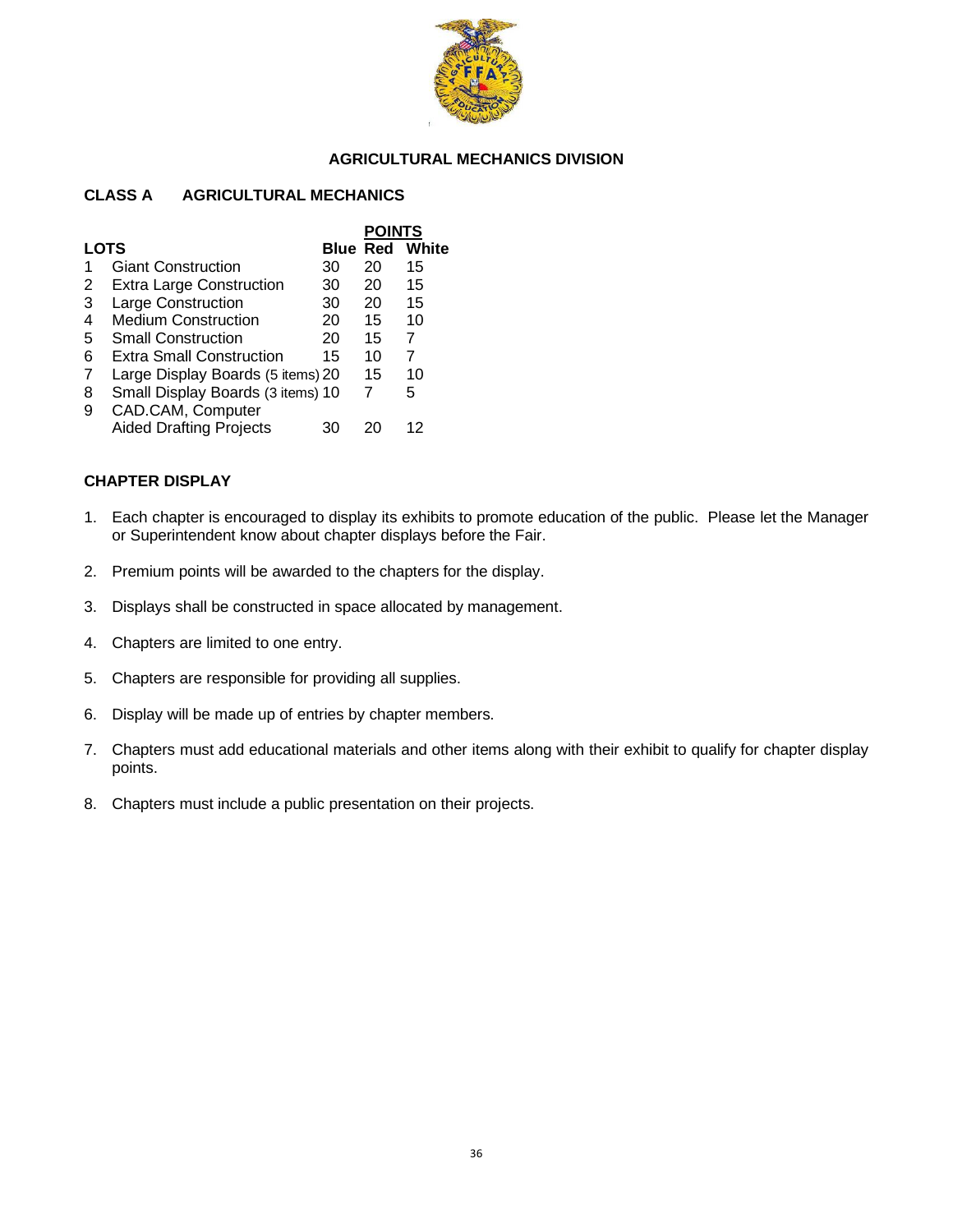## AGRICULTURAL MECHANICS DIVISION

### CLASS A AGRICULTURAL MECHANICS

| LOTS | | POINTS Blue | Red | White |
|---|---|---|---|---|
| 1 | Giant Construction | 30 | 20 | 15 |
| 2 | Extra Large Construction | 30 | 20 | 15 |
| 3 | Large Construction | 30 | 20 | 15 |
| 4 | Medium Construction | 20 | 15 | 10 |
| 5 | Small Construction | 20 | 15 | 7 |
| 6 | Extra Small Construction | 15 | 10 | 7 |
| 7 | Large Display Boards (5 items) | 20 | 15 | 10 |
| 8 | Small Display Boards (3 items) | 10 | 7 | 5 |
| 9 | CAD.CAM, Computer Aided Drafting Projects | 30 | 20 | 12 |

### CHAPTER DISPLAY

1. Each chapter is encouraged to display its exhibits to promote education of the public. Please let the Manager or Superintendent know about chapter displays before the Fair.
2. Premium points will be awarded to the chapters for the display.
3. Displays shall be constructed in space allocated by management.
4. Chapters are limited to one entry.
5. Chapters are responsible for providing all supplies.
6. Display will be made up of entries by chapter members.
7. Chapters must add educational materials and other items along with their exhibit to qualify for chapter display points.
8. Chapters must include a public presentation on their projects.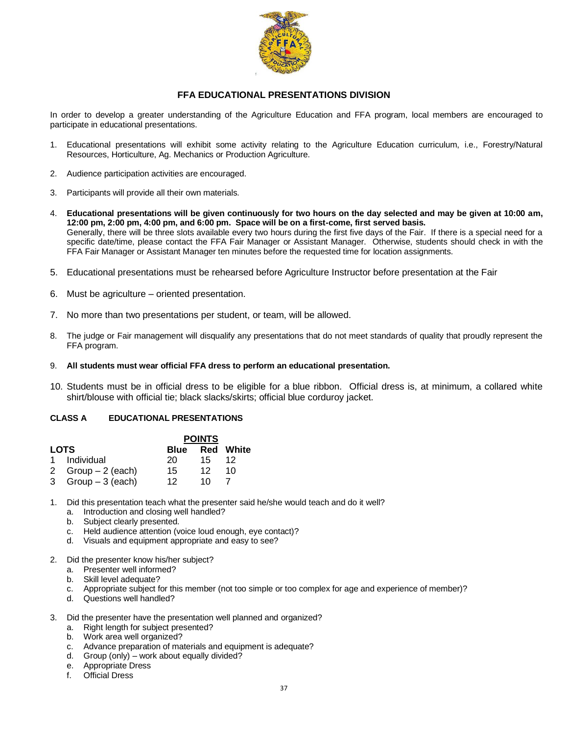## FFA EDUCATIONAL PRESENTATIONS DIVISION

In order to develop a greater understanding of the Agriculture Education and FFA program, local members are encouraged to participate in educational presentations.

1. Educational presentations will exhibit some activity relating to the Agriculture Education curriculum, i.e., Forestry/Natural Resources, Horticulture, Ag. Mechanics or Production Agriculture.
2. Audience participation activities are encouraged.
3. Participants will provide all their own materials.
4. **Educational presentations will be given continuously for two hours on the day selected and may be given at 10:00 am, 12:00 pm, 2:00 pm, 4:00 pm, and 6:00 pm. Space will be on a first-come, first served basis.** Generally, there will be three slots available every two hours during the first five days of the Fair. If there is a special need for a specific date/time, please contact the FFA Fair Manager or Assistant Manager. Otherwise, students should check in with the FFA Fair Manager or Assistant Manager ten minutes before the requested time for location assignments.
5. Educational presentations must be rehearsed before Agriculture Instructor before presentation at the Fair
6. Must be agriculture – oriented presentation.
7. No more than two presentations per student, or team, will be allowed.
8. The judge or Fair management will disqualify any presentations that do not meet standards of quality that proudly represent the FFA program.
9. **All students must wear official FFA dress to perform an educational presentation.**
10. Students must be in official dress to be eligible for a blue ribbon. Official dress is, at minimum, a collared white shirt/blouse with official tie; black slacks/skirts; official blue corduroy jacket.

**CLASS A EDUCATIONAL PRESENTATIONS**

| LOTS | | POINTS | | |
|---|---|---|---|---|
| | | Blue | Red | White |
| 1 | Individual | 20 | 15 | 12 |
| 2 | Group – 2 (each) | 15 | 12 | 10 |
| 3 | Group – 3 (each) | 12 | 10 | 7 |

1. Did this presentation teach what the presenter said he/she would teach and do it well?
   a. Introduction and closing well handled?
   b. Subject clearly presented.
   c. Held audience attention (voice loud enough, eye contact)?
   d. Visuals and equipment appropriate and easy to see?
2. Did the presenter know his/her subject?
   a. Presenter well informed?
   b. Skill level adequate?
   c. Appropriate subject for this member (not too simple or too complex for age and experience of member)?
   d. Questions well handled?
3. Did the presenter have the presentation well planned and organized?
   a. Right length for subject presented?
   b. Work area well organized?
   c. Advance preparation of materials and equipment is adequate?
   d. Group (only) – work about equally divided?
   e. Appropriate Dress
   f. Official Dress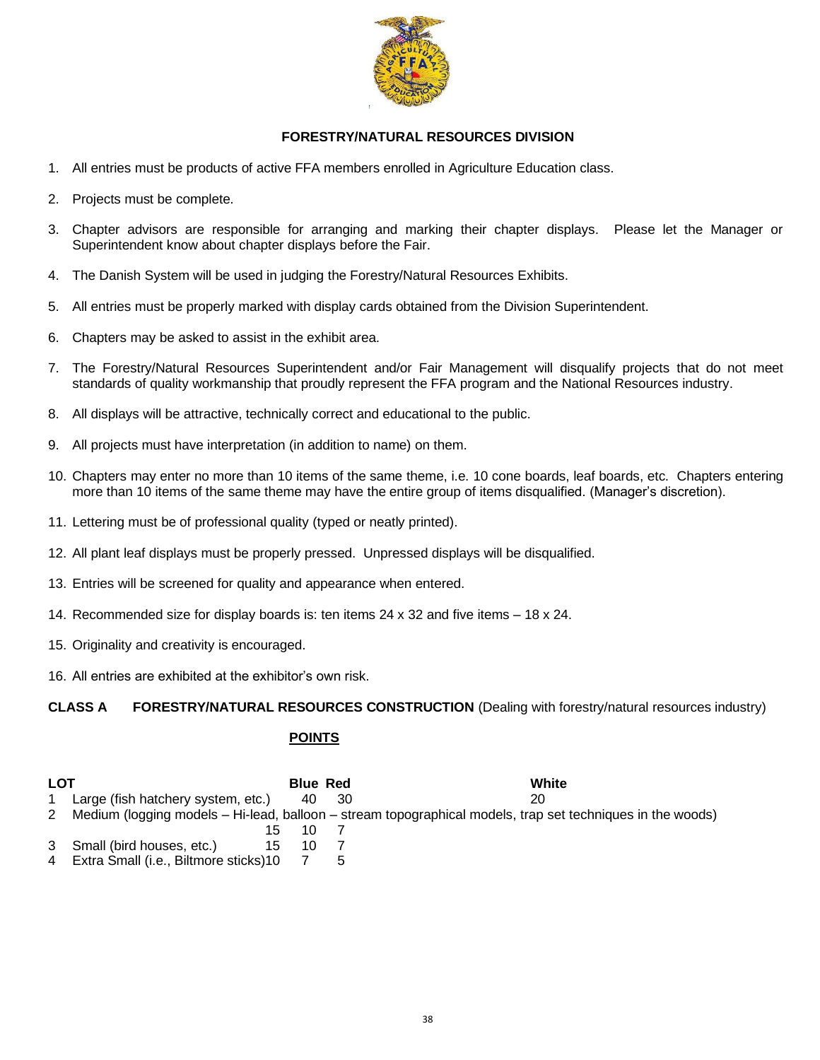## FORESTRY/NATURAL RESOURCES DIVISION

1. All entries must be products of active FFA members enrolled in Agriculture Education class.
2. Projects must be complete.
3. Chapter advisors are responsible for arranging and marking their chapter displays. Please let the Manager or Superintendent know about chapter displays before the Fair.
4. The Danish System will be used in judging the Forestry/Natural Resources Exhibits.
5. All entries must be properly marked with display cards obtained from the Division Superintendent.
6. Chapters may be asked to assist in the exhibit area.
7. The Forestry/Natural Resources Superintendent and/or Fair Management will disqualify projects that do not meet standards of quality workmanship that proudly represent the FFA program and the National Resources industry.
8. All displays will be attractive, technically correct and educational to the public.
9. All projects must have interpretation (in addition to name) on them.
10. Chapters may enter no more than 10 items of the same theme, i.e. 10 cone boards, leaf boards, etc. Chapters entering more than 10 items of the same theme may have the entire group of items disqualified. (Manager's discretion).
11. Lettering must be of professional quality (typed or neatly printed).
12. All plant leaf displays must be properly pressed. Unpressed displays will be disqualified.
13. Entries will be screened for quality and appearance when entered.
14. Recommended size for display boards is: ten items 24 x 32 and five items – 18 x 24.
15. Originality and creativity is encouraged.
16. All entries are exhibited at the exhibitor's own risk.

**CLASS A FORESTRY/NATURAL RESOURCES CONSTRUCTION** (Dealing with forestry/natural resources industry)

**POINTS**

| LOT | | Blue | Red | White |
|---|---|---|---|---|
| 1 | Large (fish hatchery system, etc.) | 40 | 30 | 20 |
| 2 | Medium (logging models – Hi-lead, balloon – stream topographical models, trap set techniques in the woods) | 15 | 10 | 7 |
| 3 | Small (bird houses, etc.) | 15 | 10 | 7 |
| 4 | Extra Small (i.e., Biltmore sticks) | 10 | 7 | 5 |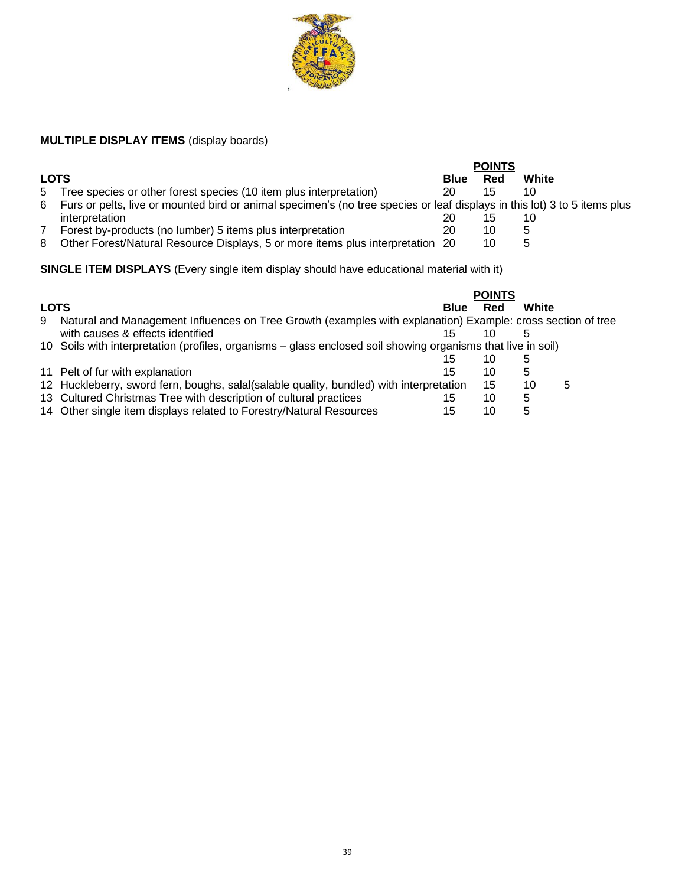**MULTIPLE DISPLAY ITEMS** (display boards)

| LOTS | | POINTS Blue | Red | White |
|---|---|---|---|---|
| 5 | Tree species or other forest species (10 item plus interpretation) | 20 | 15 | 10 |
| 6 | Furs or pelts, live or mounted bird or animal specimen's (no tree species or leaf displays in this lot) 3 to 5 items plus interpretation | 20 | 15 | 10 |
| 7 | Forest by-products (no lumber) 5 items plus interpretation | 20 | 10 | 5 |
| 8 | Other Forest/Natural Resource Displays, 5 or more items plus interpretation | 20 | 10 | 5 |

**SINGLE ITEM DISPLAYS** (Every single item display should have educational material with it)

| LOTS | | POINTS Blue | Red | White | |
|---|---|---|---|---|---|
| 9 | Natural and Management Influences on Tree Growth (examples with explanation) Example: cross section of tree with causes & effects identified | 15 | 10 | 5 | |
| 10 | Soils with interpretation (profiles, organisms – glass enclosed soil showing organisms that live in soil) | 15 | 10 | 5 | |
| 11 | Pelt of fur with explanation | 15 | 10 | 5 | |
| 12 | Huckleberry, sword fern, boughs, salal(salable quality, bundled) with interpretation | 15 | 10 | 5 | |
| 13 | Cultured Christmas Tree with description of cultural practices | 15 | 10 | 5 | |
| 14 | Other single item displays related to Forestry/Natural Resources | 15 | 10 | 5 | |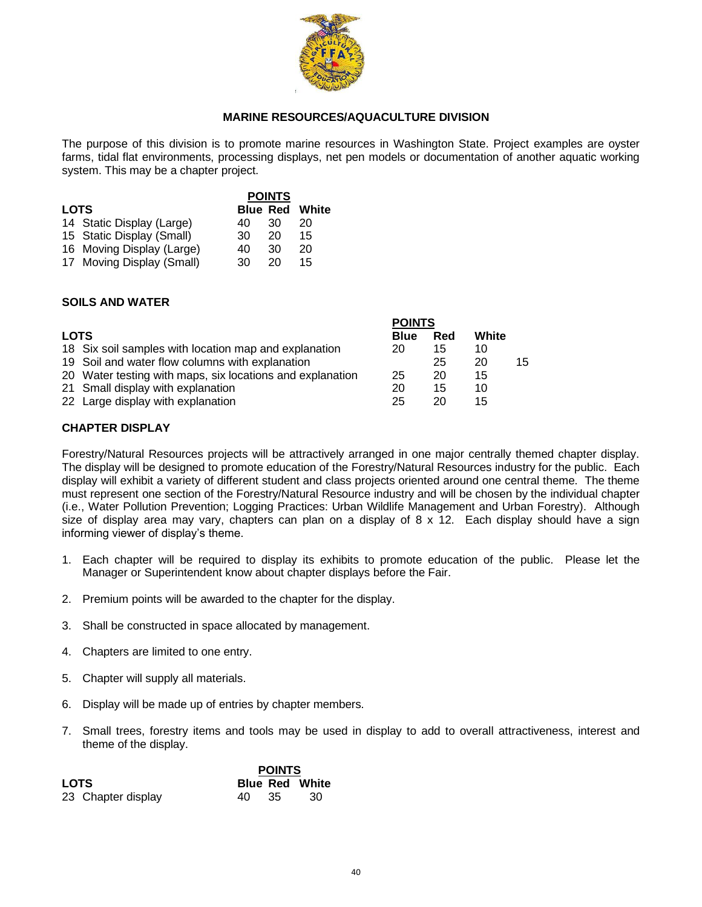## MARINE RESOURCES/AQUACULTURE DIVISION

The purpose of this division is to promote marine resources in Washington State. Project examples are oyster farms, tidal flat environments, processing displays, net pen models or documentation of another aquatic working system. This may be a chapter project.

| LOTS | POINTS Blue | Red | White |
|---|---|---|---|
| 14 Static Display (Large) | 40 | 30 | 20 |
| 15 Static Display (Small) | 30 | 20 | 15 |
| 16 Moving Display (Large) | 40 | 30 | 20 |
| 17 Moving Display (Small) | 30 | 20 | 15 |

### SOILS AND WATER

| LOTS | POINTS Blue | Red | White | |
|---|---|---|---|---|
| 18 Six soil samples with location map and explanation | 20 | 15 | 10 | |
| 19 Soil and water flow columns with explanation | | 25 | 20 | 15 |
| 20 Water testing with maps, six locations and explanation | 25 | 20 | 15 | |
| 21 Small display with explanation | 20 | 15 | 10 | |
| 22 Large display with explanation | 25 | 20 | 15 | |

### CHAPTER DISPLAY

Forestry/Natural Resources projects will be attractively arranged in one major centrally themed chapter display. The display will be designed to promote education of the Forestry/Natural Resources industry for the public. Each display will exhibit a variety of different student and class projects oriented around one central theme. The theme must represent one section of the Forestry/Natural Resource industry and will be chosen by the individual chapter (i.e., Water Pollution Prevention; Logging Practices: Urban Wildlife Management and Urban Forestry). Although size of display area may vary, chapters can plan on a display of 8 x 12. Each display should have a sign informing viewer of display's theme.

1. Each chapter will be required to display its exhibits to promote education of the public. Please let the Manager or Superintendent know about chapter displays before the Fair.
2. Premium points will be awarded to the chapter for the display.
3. Shall be constructed in space allocated by management.
4. Chapters are limited to one entry.
5. Chapter will supply all materials.
6. Display will be made up of entries by chapter members.
7. Small trees, forestry items and tools may be used in display to add to overall attractiveness, interest and theme of the display.

| LOTS | POINTS Blue | Red | White |
|---|---|---|---|
| 23 Chapter display | 40 | 35 | 30 |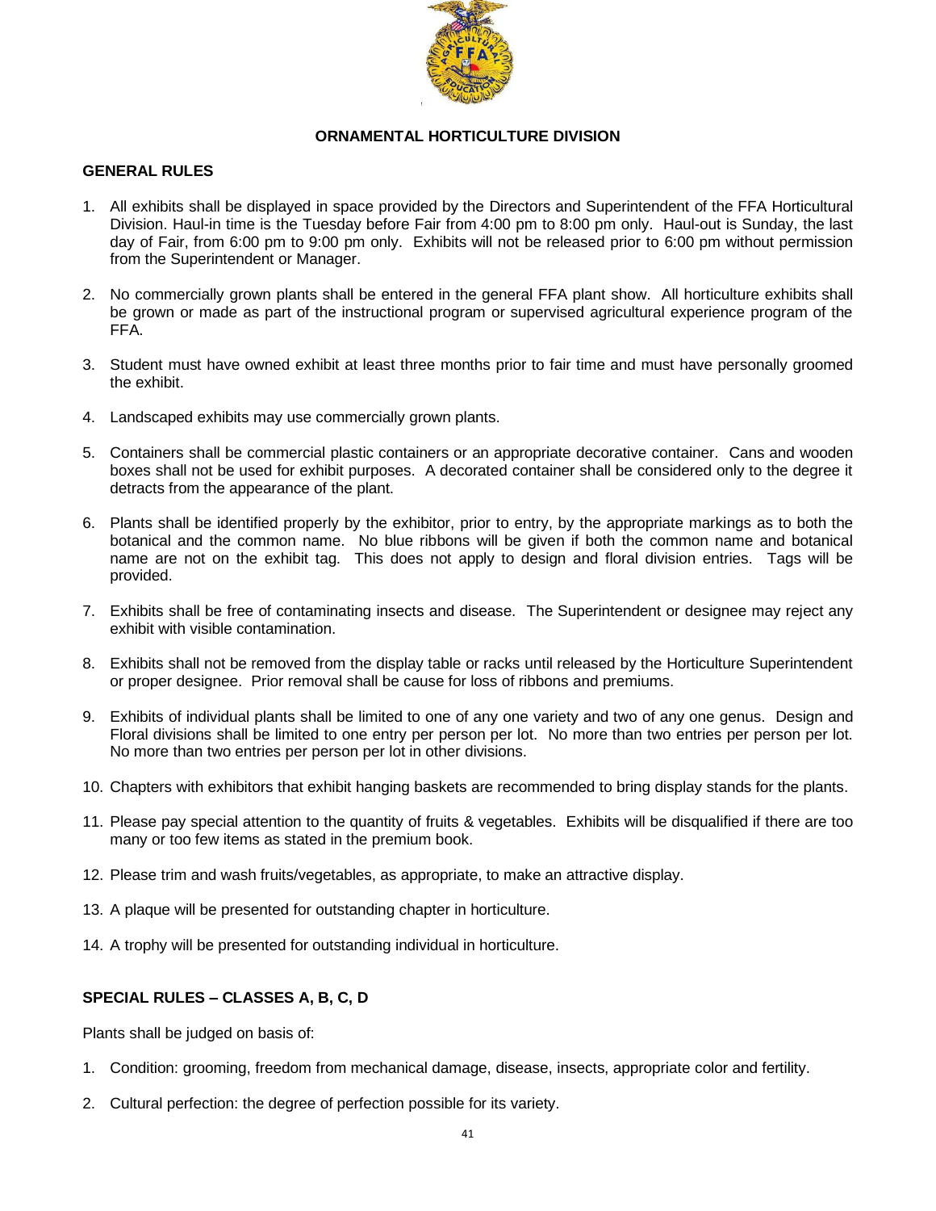## ORNAMENTAL HORTICULTURE DIVISION

### GENERAL RULES

1. All exhibits shall be displayed in space provided by the Directors and Superintendent of the FFA Horticultural Division. Haul-in time is the Tuesday before Fair from 4:00 pm to 8:00 pm only. Haul-out is Sunday, the last day of Fair, from 6:00 pm to 9:00 pm only. Exhibits will not be released prior to 6:00 pm without permission from the Superintendent or Manager.

2. No commercially grown plants shall be entered in the general FFA plant show. All horticulture exhibits shall be grown or made as part of the instructional program or supervised agricultural experience program of the FFA.

3. Student must have owned exhibit at least three months prior to fair time and must have personally groomed the exhibit.

4. Landscaped exhibits may use commercially grown plants.

5. Containers shall be commercial plastic containers or an appropriate decorative container. Cans and wooden boxes shall not be used for exhibit purposes. A decorated container shall be considered only to the degree it detracts from the appearance of the plant.

6. Plants shall be identified properly by the exhibitor, prior to entry, by the appropriate markings as to both the botanical and the common name. No blue ribbons will be given if both the common name and botanical name are not on the exhibit tag. This does not apply to design and floral division entries. Tags will be provided.

7. Exhibits shall be free of contaminating insects and disease. The Superintendent or designee may reject any exhibit with visible contamination.

8. Exhibits shall not be removed from the display table or racks until released by the Horticulture Superintendent or proper designee. Prior removal shall be cause for loss of ribbons and premiums.

9. Exhibits of individual plants shall be limited to one of any one variety and two of any one genus. Design and Floral divisions shall be limited to one entry per person per lot. No more than two entries per person per lot. No more than two entries per person per lot in other divisions.

10. Chapters with exhibitors that exhibit hanging baskets are recommended to bring display stands for the plants.

11. Please pay special attention to the quantity of fruits & vegetables. Exhibits will be disqualified if there are too many or too few items as stated in the premium book.

12. Please trim and wash fruits/vegetables, as appropriate, to make an attractive display.

13. A plaque will be presented for outstanding chapter in horticulture.

14. A trophy will be presented for outstanding individual in horticulture.

### SPECIAL RULES – CLASSES A, B, C, D

Plants shall be judged on basis of:

1. Condition: grooming, freedom from mechanical damage, disease, insects, appropriate color and fertility.

2. Cultural perfection: the degree of perfection possible for its variety.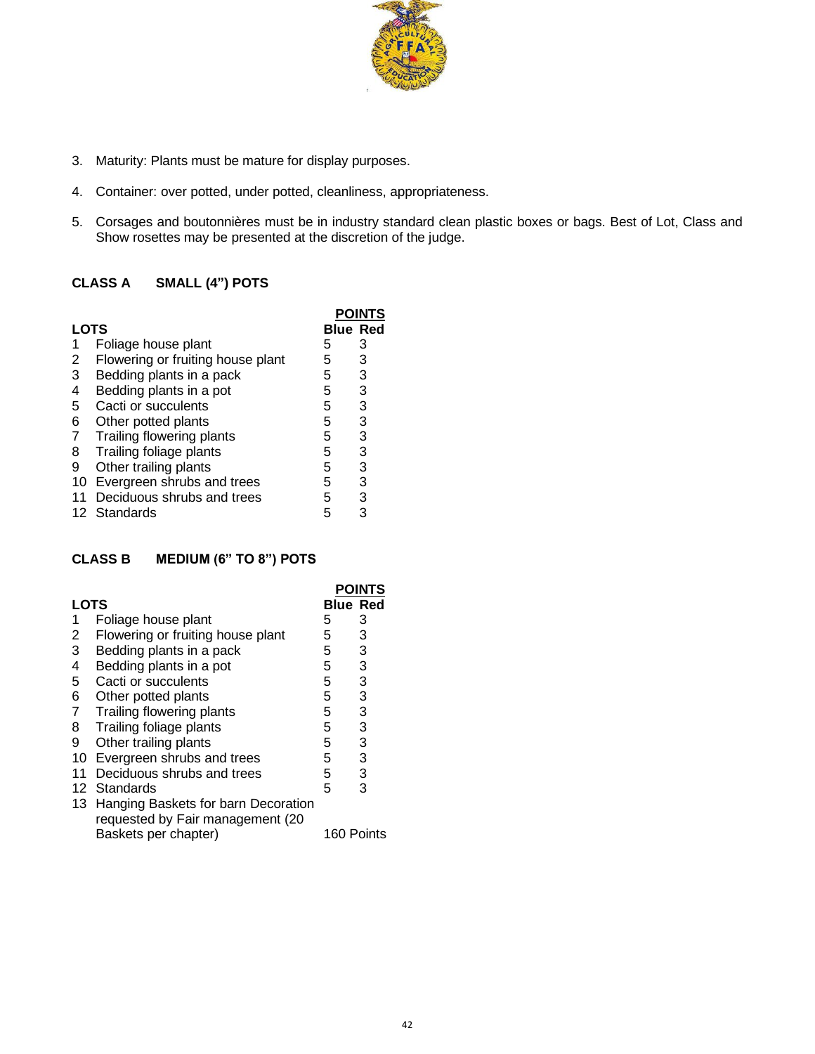3. Maturity: Plants must be mature for display purposes.

4. Container: over potted, under potted, cleanliness, appropriateness.

5. Corsages and boutonnières must be in industry standard clean plastic boxes or bags. Best of Lot, Class and Show rosettes may be presented at the discretion of the judge.

**CLASS A SMALL (4") POTS**

| LOTS | | POINTS Blue | Red |
|---|---|---|---|
| 1 | Foliage house plant | 5 | 3 |
| 2 | Flowering or fruiting house plant | 5 | 3 |
| 3 | Bedding plants in a pack | 5 | 3 |
| 4 | Bedding plants in a pot | 5 | 3 |
| 5 | Cacti or succulents | 5 | 3 |
| 6 | Other potted plants | 5 | 3 |
| 7 | Trailing flowering plants | 5 | 3 |
| 8 | Trailing foliage plants | 5 | 3 |
| 9 | Other trailing plants | 5 | 3 |
| 10 | Evergreen shrubs and trees | 5 | 3 |
| 11 | Deciduous shrubs and trees | 5 | 3 |
| 12 | Standards | 5 | 3 |

**CLASS B MEDIUM (6" TO 8") POTS**

| LOTS | | POINTS Blue | Red |
|---|---|---|---|
| 1 | Foliage house plant | 5 | 3 |
| 2 | Flowering or fruiting house plant | 5 | 3 |
| 3 | Bedding plants in a pack | 5 | 3 |
| 4 | Bedding plants in a pot | 5 | 3 |
| 5 | Cacti or succulents | 5 | 3 |
| 6 | Other potted plants | 5 | 3 |
| 7 | Trailing flowering plants | 5 | 3 |
| 8 | Trailing foliage plants | 5 | 3 |
| 9 | Other trailing plants | 5 | 3 |
| 10 | Evergreen shrubs and trees | 5 | 3 |
| 11 | Deciduous shrubs and trees | 5 | 3 |
| 12 | Standards | 5 | 3 |
| 13 | Hanging Baskets for barn Decoration requested by Fair management (20 Baskets per chapter) | 160 Points | |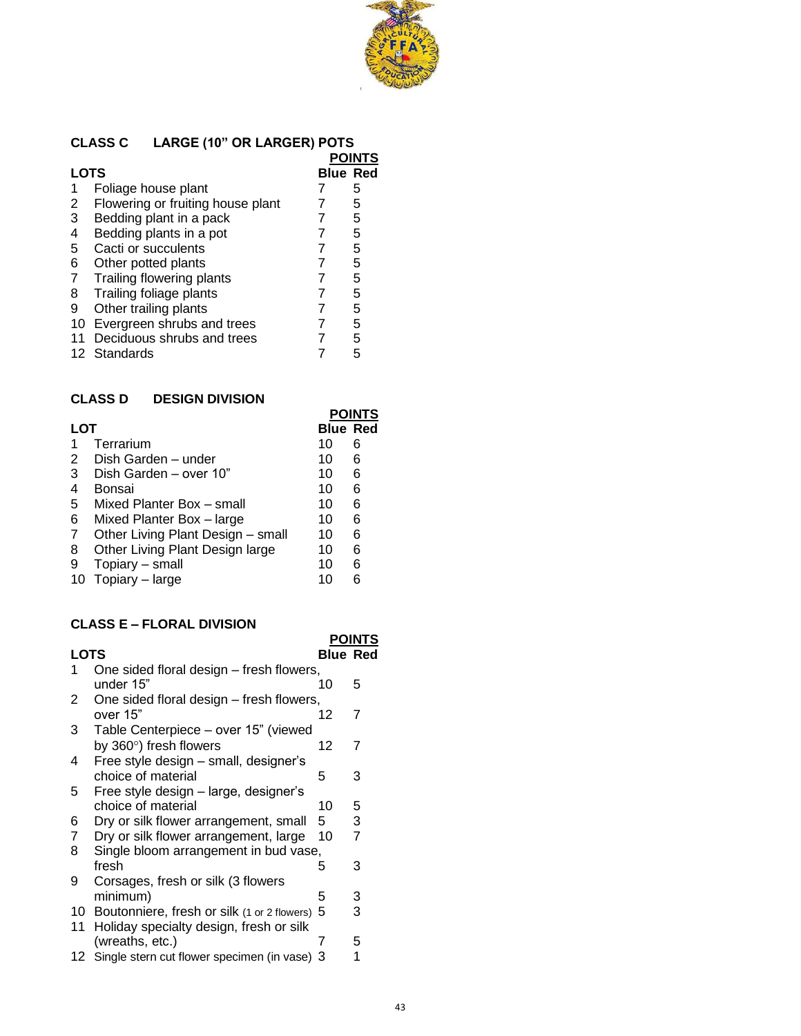### CLASS C LARGE (10" OR LARGER) POTS

| LOTS | | Blue | Red |
|---|---|---|---|
| | | **POINTS** | |
| 1 | Foliage house plant | 7 | 5 |
| 2 | Flowering or fruiting house plant | 7 | 5 |
| 3 | Bedding plant in a pack | 7 | 5 |
| 4 | Bedding plants in a pot | 7 | 5 |
| 5 | Cacti or succulents | 7 | 5 |
| 6 | Other potted plants | 7 | 5 |
| 7 | Trailing flowering plants | 7 | 5 |
| 8 | Trailing foliage plants | 7 | 5 |
| 9 | Other trailing plants | 7 | 5 |
| 10 | Evergreen shrubs and trees | 7 | 5 |
| 11 | Deciduous shrubs and trees | 7 | 5 |
| 12 | Standards | 7 | 5 |

### CLASS D DESIGN DIVISION

| LOT | | Blue | Red |
|---|---|---|---|
| | | **POINTS** | |
| 1 | Terrarium | 10 | 6 |
| 2 | Dish Garden – under | 10 | 6 |
| 3 | Dish Garden – over 10" | 10 | 6 |
| 4 | Bonsai | 10 | 6 |
| 5 | Mixed Planter Box – small | 10 | 6 |
| 6 | Mixed Planter Box – large | 10 | 6 |
| 7 | Other Living Plant Design – small | 10 | 6 |
| 8 | Other Living Plant Design large | 10 | 6 |
| 9 | Topiary – small | 10 | 6 |
| 10 | Topiary – large | 10 | 6 |

### CLASS E – FLORAL DIVISION

| LOTS | | Blue | Red |
|---|---|---|---|
| | | **POINTS** | |
| 1 | One sided floral design – fresh flowers, under 15" | 10 | 5 |
| 2 | One sided floral design – fresh flowers, over 15" | 12 | 7 |
| 3 | Table Centerpiece – over 15" (viewed by 360°) fresh flowers | 12 | 7 |
| 4 | Free style design – small, designer's choice of material | 5 | 3 |
| 5 | Free style design – large, designer's choice of material | 10 | 5 |
| 6 | Dry or silk flower arrangement, small | 5 | 3 |
| 7 | Dry or silk flower arrangement, large | 10 | 7 |
| 8 | Single bloom arrangement in bud vase, fresh | 5 | 3 |
| 9 | Corsages, fresh or silk (3 flowers minimum) | 5 | 3 |
| 10 | Boutonniere, fresh or silk (1 or 2 flowers) | 5 | 3 |
| 11 | Holiday specialty design, fresh or silk (wreaths, etc.) | 7 | 5 |
| 12 | Single stern cut flower specimen (in vase) | 3 | 1 |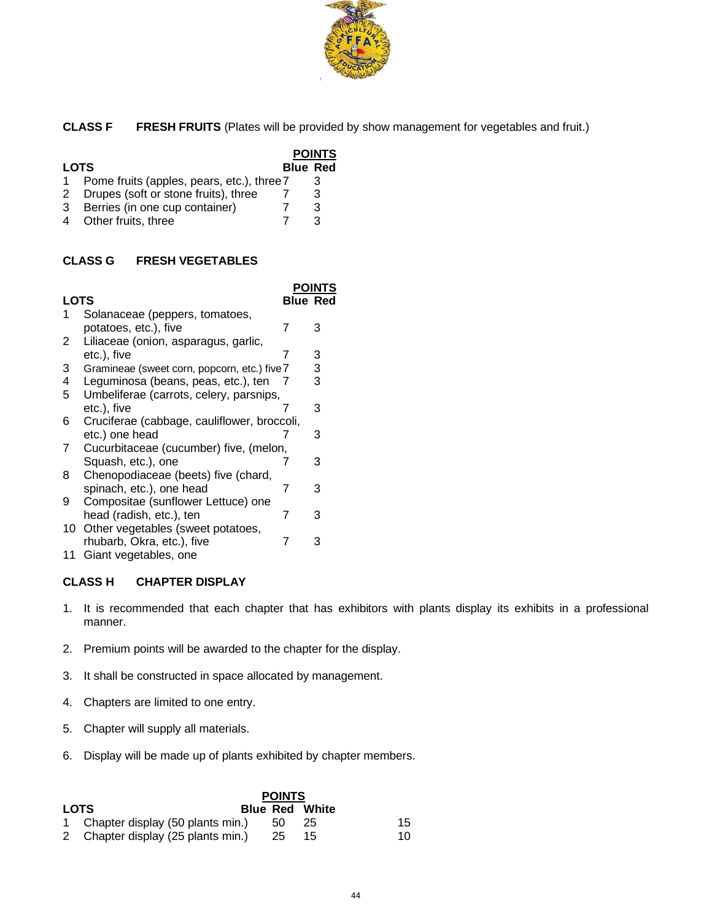**CLASS F FRESH FRUITS** (Plates will be provided by show management for vegetables and fruit.)

| LOTS | | POINTS Blue | Red |
|---|---|---|---|
| 1 | Pome fruits (apples, pears, etc.), three | 7 | 3 |
| 2 | Drupes (soft or stone fruits), three | 7 | 3 |
| 3 | Berries (in one cup container) | 7 | 3 |
| 4 | Other fruits, three | 7 | 3 |

**CLASS G FRESH VEGETABLES**

| LOTS | | POINTS Blue | Red |
|---|---|---|---|
| 1 | Solanaceae (peppers, tomatoes, potatoes, etc.), five | 7 | 3 |
| 2 | Liliaceae (onion, asparagus, garlic, etc.), five | 7 | 3 |
| 3 | Gramineae (sweet corn, popcorn, etc.) five | 7 | 3 |
| 4 | Leguminosa (beans, peas, etc.), ten | 7 | 3 |
| 5 | Umbeliferae (carrots, celery, parsnips, etc.), five | 7 | 3 |
| 6 | Cruciferae (cabbage, cauliflower, broccoli, etc.) one head | 7 | 3 |
| 7 | Cucurbitaceae (cucumber) five, (melon, Squash, etc.), one | 7 | 3 |
| 8 | Chenopodiaceae (beets) five (chard, spinach, etc.), one head | 7 | 3 |
| 9 | Compositae (sunflower Lettuce) one head (radish, etc.), ten | 7 | 3 |
| 10 | Other vegetables (sweet potatoes, rhubarb, Okra, etc.), five | 7 | 3 |
| 11 | Giant vegetables, one | | |

**CLASS H CHAPTER DISPLAY**

1. It is recommended that each chapter that has exhibitors with plants display its exhibits in a professional manner.
2. Premium points will be awarded to the chapter for the display.
3. It shall be constructed in space allocated by management.
4. Chapters are limited to one entry.
5. Chapter will supply all materials.
6. Display will be made up of plants exhibited by chapter members.

| LOTS | | POINTS Blue | Red | White |
|---|---|---|---|---|
| 1 | Chapter display (50 plants min.) | 50 | 25 | 15 |
| 2 | Chapter display (25 plants min.) | 25 | 15 | 10 |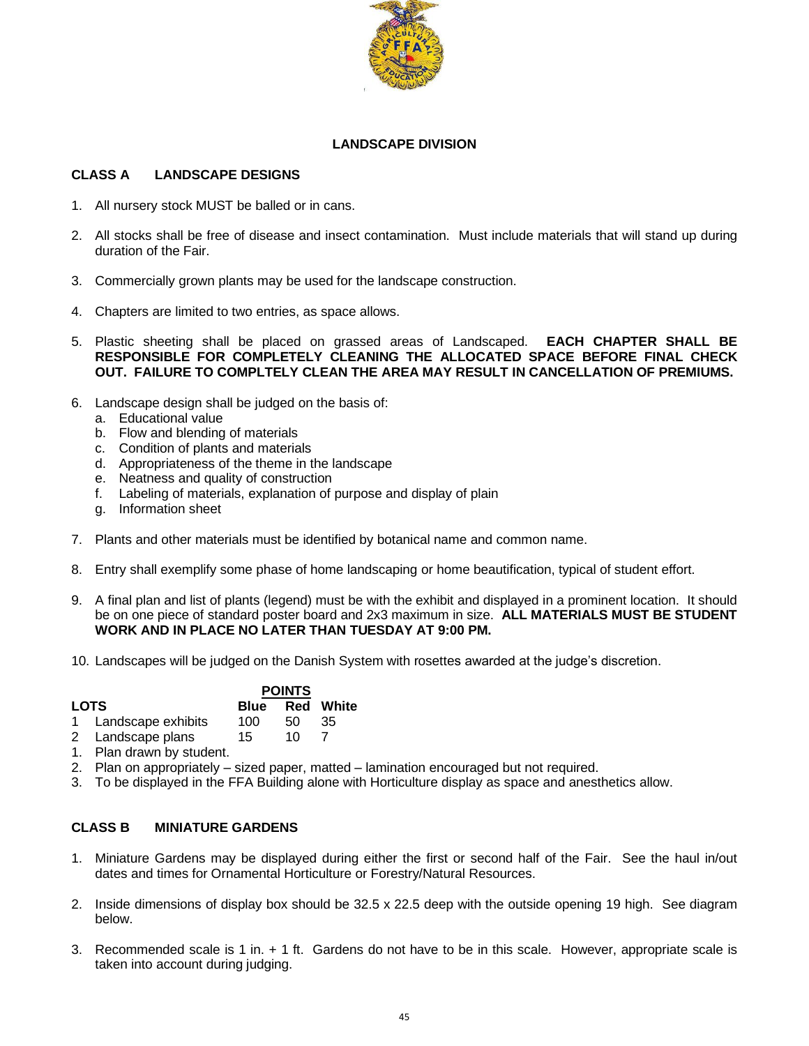## LANDSCAPE DIVISION

### CLASS A LANDSCAPE DESIGNS

1. All nursery stock MUST be balled or in cans.

2. All stocks shall be free of disease and insect contamination. Must include materials that will stand up during duration of the Fair.

3. Commercially grown plants may be used for the landscape construction.

4. Chapters are limited to two entries, as space allows.

5. Plastic sheeting shall be placed on grassed areas of Landscaped. **EACH CHAPTER SHALL BE RESPONSIBLE FOR COMPLETELY CLEANING THE ALLOCATED SPACE BEFORE FINAL CHECK OUT. FAILURE TO COMPLTELY CLEAN THE AREA MAY RESULT IN CANCELLATION OF PREMIUMS.**

6. Landscape design shall be judged on the basis of:
   a. Educational value
   b. Flow and blending of materials
   c. Condition of plants and materials
   d. Appropriateness of the theme in the landscape
   e. Neatness and quality of construction
   f. Labeling of materials, explanation of purpose and display of plain
   g. Information sheet

7. Plants and other materials must be identified by botanical name and common name.

8. Entry shall exemplify some phase of home landscaping or home beautification, typical of student effort.

9. A final plan and list of plants (legend) must be with the exhibit and displayed in a prominent location. It should be on one piece of standard poster board and 2x3 maximum in size. **ALL MATERIALS MUST BE STUDENT WORK AND IN PLACE NO LATER THAN TUESDAY AT 9:00 PM.**

10. Landscapes will be judged on the Danish System with rosettes awarded at the judge's discretion.

| LOTS | | POINTS Blue | Red | White |
|---|---|---|---|---|
| 1 | Landscape exhibits | 100 | 50 | 35 |
| 2 | Landscape plans | 15 | 10 | 7 |

1. Plan drawn by student.
2. Plan on appropriately – sized paper, matted – lamination encouraged but not required.
3. To be displayed in the FFA Building alone with Horticulture display as space and anesthetics allow.

### CLASS B MINIATURE GARDENS

1. Miniature Gardens may be displayed during either the first or second half of the Fair. See the haul in/out dates and times for Ornamental Horticulture or Forestry/Natural Resources.

2. Inside dimensions of display box should be 32.5 x 22.5 deep with the outside opening 19 high. See diagram below.

3. Recommended scale is 1 in. + 1 ft. Gardens do not have to be in this scale. However, appropriate scale is taken into account during judging.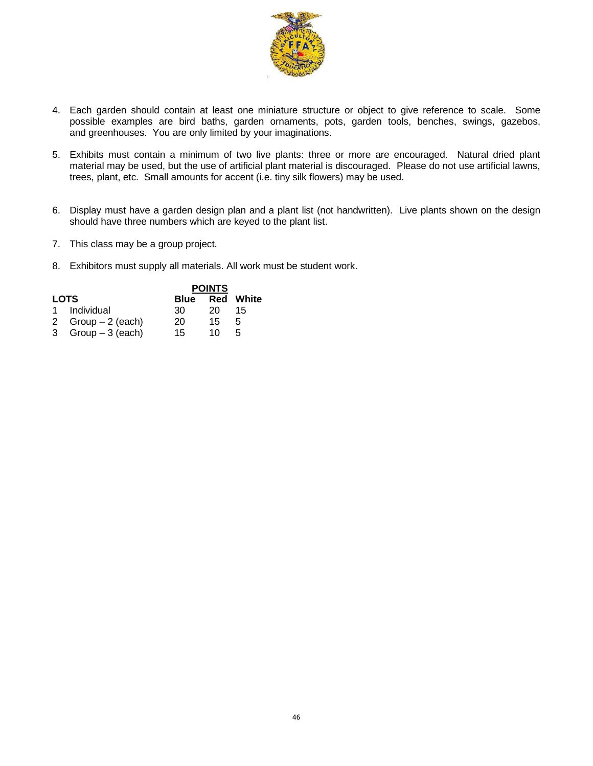4. Each garden should contain at least one miniature structure or object to give reference to scale. Some possible examples are bird baths, garden ornaments, pots, garden tools, benches, swings, gazebos, and greenhouses. You are only limited by your imaginations.

5. Exhibits must contain a minimum of two live plants: three or more are encouraged. Natural dried plant material may be used, but the use of artificial plant material is discouraged. Please do not use artificial lawns, trees, plant, etc. Small amounts for accent (i.e. tiny silk flowers) may be used.

6. Display must have a garden design plan and a plant list (not handwritten). Live plants shown on the design should have three numbers which are keyed to the plant list.

7. This class may be a group project.

8. Exhibitors must supply all materials. All work must be student work.

| | | **POINTS** | | |
|---|---|---|---|---|
| **LOTS** | | **Blue** | **Red** | **White** |
| 1 | Individual | 30 | 20 | 15 |
| 2 | Group – 2 (each) | 20 | 15 | 5 |
| 3 | Group – 3 (each) | 15 | 10 | 5 |